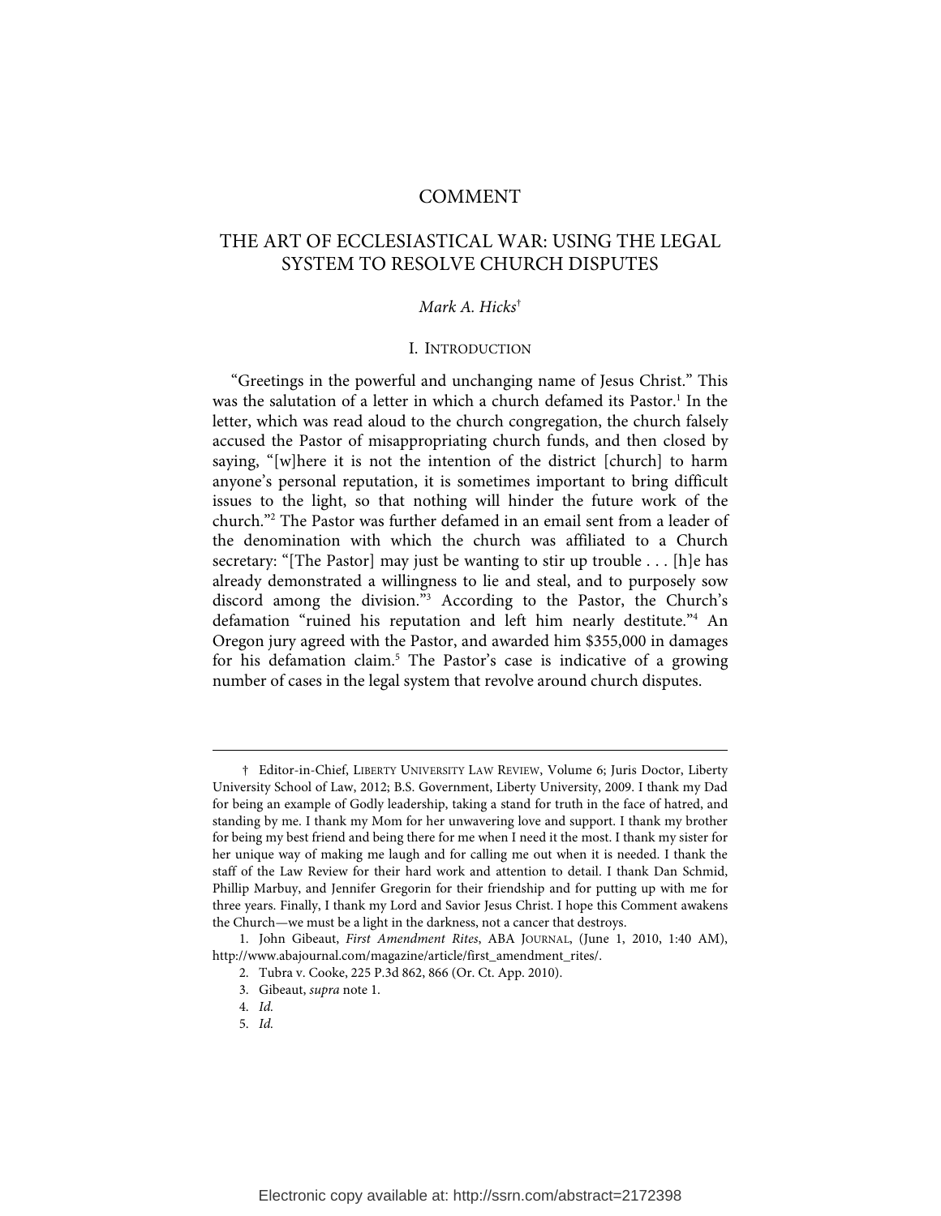# COMMENT

# THE ART OF ECCLESIASTICAL WAR: USING THE LEGAL SYSTEM TO RESOLVE CHURCH DISPUTES

*Mark A. Hicks*[†]

## I. INTRODUCTION

"Greetings in the powerful and unchanging name of Jesus Christ." This was the salutation of a letter in which a church defamed its Pastor.[1] In the letter, which was read aloud to the church congregation, the church falsely accused the Pastor of misappropriating church funds, and then closed by saying, "[w]here it is not the intention of the district [church] to harm anyone's personal reputation, it is sometimes important to bring difficult issues to the light, so that nothing will hinder the future work of the church."[2] The Pastor was further defamed in an email sent from a leader of the denomination with which the church was affiliated to a Church secretary: "[The Pastor] may just be wanting to stir up trouble . . . [h]e has already demonstrated a willingness to lie and steal, and to purposely sow discord among the division."[3] According to the Pastor, the Church's defamation "ruined his reputation and left him nearly destitute."[4] An Oregon jury agreed with the Pastor, and awarded him $355,000 in damages for his defamation claim.[5] The Pastor's case is indicative of a growing number of cases in the legal system that revolve around church disputes.

---

† Editor-in-Chief, LIBERTY UNIVERSITY LAW REVIEW, Volume 6; Juris Doctor, Liberty University School of Law, 2012; B.S. Government, Liberty University, 2009. I thank my Dad for being an example of Godly leadership, taking a stand for truth in the face of hatred, and standing by me. I thank my Mom for her unwavering love and support. I thank my brother for being my best friend and being there for me when I need it the most. I thank my sister for her unique way of making me laugh and for calling me out when it is needed. I thank the staff of the Law Review for their hard work and attention to detail. I thank Dan Schmid, Phillip Marbuy, and Jennifer Gregorin for their friendship and for putting up with me for three years. Finally, I thank my Lord and Savior Jesus Christ. I hope this Comment awakens the Church—we must be a light in the darkness, not a cancer that destroys.

1. John Gibeaut, *First Amendment Rites*, ABA JOURNAL, (June 1, 2010, 1:40 AM), http://www.abajournal.com/magazine/article/first_amendment_rites/.

2. Tubra v. Cooke, 225 P.3d 862, 866 (Or. Ct. App. 2010).

3. Gibeaut, *supra* note 1.

4. *Id.*

5. *Id.*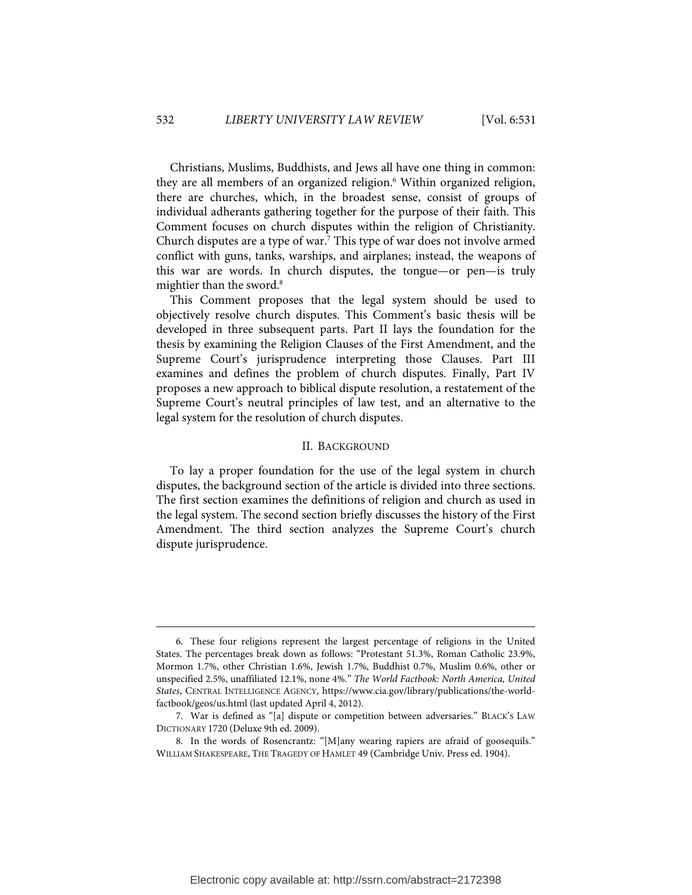Christians, Muslims, Buddhists, and Jews all have one thing in common: they are all members of an organized religion.[6] Within organized religion, there are churches, which, in the broadest sense, consist of groups of individual adherants gathering together for the purpose of their faith. This Comment focuses on church disputes within the religion of Christianity. Church disputes are a type of war.[7] This type of war does not involve armed conflict with guns, tanks, warships, and airplanes; instead, the weapons of this war are words. In church disputes, the tongue—or pen—is truly mightier than the sword.[8]

This Comment proposes that the legal system should be used to objectively resolve church disputes. This Comment's basic thesis will be developed in three subsequent parts. Part II lays the foundation for the thesis by examining the Religion Clauses of the First Amendment, and the Supreme Court's jurisprudence interpreting those Clauses. Part III examines and defines the problem of church disputes. Finally, Part IV proposes a new approach to biblical dispute resolution, a restatement of the Supreme Court's neutral principles of law test, and an alternative to the legal system for the resolution of church disputes.

## II. Background

To lay a proper foundation for the use of the legal system in church disputes, the background section of the article is divided into three sections. The first section examines the definitions of religion and church as used in the legal system. The second section briefly discusses the history of the First Amendment. The third section analyzes the Supreme Court's church dispute jurisprudence.

---

6. These four religions represent the largest percentage of religions in the United States. The percentages break down as follows: "Protestant 51.3%, Roman Catholic 23.9%, Mormon 1.7%, other Christian 1.6%, Jewish 1.7%, Buddhist 0.7%, Muslim 0.6%, other or unspecified 2.5%, unaffiliated 12.1%, none 4%." *The World Factbook: North America, United States*, Central Intelligence Agency, https://www.cia.gov/library/publications/the-world-factbook/geos/us.html (last updated April 4, 2012).

7. War is defined as "[a] dispute or competition between adversaries." Black's Law Dictionary 1720 (Deluxe 9th ed. 2009).

8. In the words of Rosencrantz: "[M]any wearing rapiers are afraid of goosequils." William Shakespeare, The Tragedy of Hamlet 49 (Cambridge Univ. Press ed. 1904).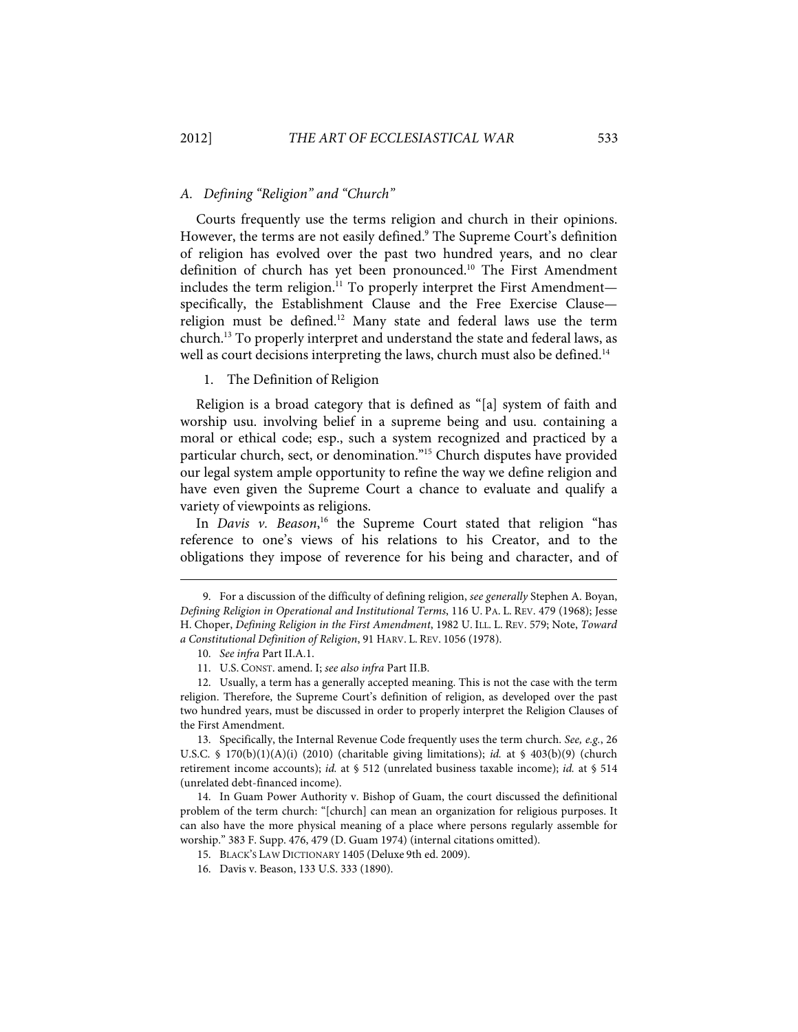### A. Defining "Religion" and "Church"

Courts frequently use the terms religion and church in their opinions. However, the terms are not easily defined.[9] The Supreme Court's definition of religion has evolved over the past two hundred years, and no clear definition of church has yet been pronounced.[10] The First Amendment includes the term religion.[11] To properly interpret the First Amendment—specifically, the Establishment Clause and the Free Exercise Clause—religion must be defined.[12] Many state and federal laws use the term church.[13] To properly interpret and understand the state and federal laws, as well as court decisions interpreting the laws, church must also be defined.[14]

#### 1. The Definition of Religion

Religion is a broad category that is defined as "[a] system of faith and worship usu. involving belief in a supreme being and usu. containing a moral or ethical code; esp., such a system recognized and practiced by a particular church, sect, or denomination."[15] Church disputes have provided our legal system ample opportunity to refine the way we define religion and have even given the Supreme Court a chance to evaluate and qualify a variety of viewpoints as religions.

In *Davis v. Beason*,[16] the Supreme Court stated that religion "has reference to one's views of his relations to his Creator, and to the obligations they impose of reverence for his being and character, and of

---

9. For a discussion of the difficulty of defining religion, *see generally* Stephen A. Boyan, *Defining Religion in Operational and Institutional Terms*, 116 U. PA. L. REV. 479 (1968); Jesse H. Choper, *Defining Religion in the First Amendment*, 1982 U. ILL. L. REV. 579; Note, *Toward a Constitutional Definition of Religion*, 91 HARV. L. REV. 1056 (1978).

10. *See infra* Part II.A.1.

11. U.S. CONST. amend. I; *see also infra* Part II.B.

12. Usually, a term has a generally accepted meaning. This is not the case with the term religion. Therefore, the Supreme Court's definition of religion, as developed over the past two hundred years, must be discussed in order to properly interpret the Religion Clauses of the First Amendment.

13. Specifically, the Internal Revenue Code frequently uses the term church. *See, e.g.*, 26 U.S.C. § 170(b)(1)(A)(i) (2010) (charitable giving limitations); *id.* at § 403(b)(9) (church retirement income accounts); *id.* at § 512 (unrelated business taxable income); *id.* at § 514 (unrelated debt-financed income).

14. In Guam Power Authority v. Bishop of Guam, the court discussed the definitional problem of the term church: "[church] can mean an organization for religious purposes. It can also have the more physical meaning of a place where persons regularly assemble for worship." 383 F. Supp. 476, 479 (D. Guam 1974) (internal citations omitted).

15. BLACK'S LAW DICTIONARY 1405 (Deluxe 9th ed. 2009).

16. Davis v. Beason, 133 U.S. 333 (1890).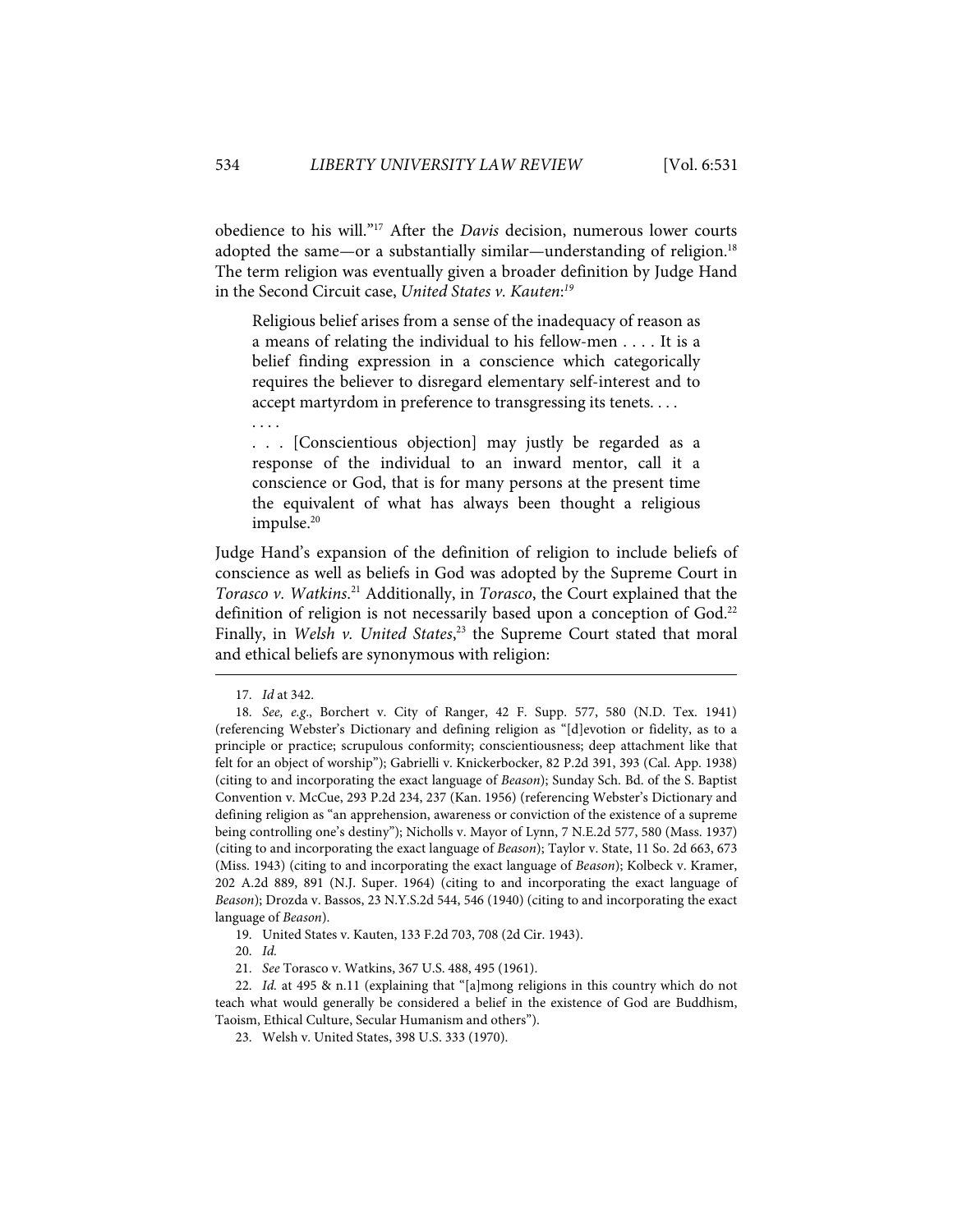obedience to his will."[17] After the *Davis* decision, numerous lower courts adopted the same—or a substantially similar—understanding of religion.[18] The term religion was eventually given a broader definition by Judge Hand in the Second Circuit case, *United States v. Kauten*:[19]

> Religious belief arises from a sense of the inadequacy of reason as a means of relating the individual to his fellow-men . . . . It is a belief finding expression in a conscience which categorically requires the believer to disregard elementary self-interest and to accept martyrdom in preference to transgressing its tenets. . . .
>
> . . . .
>
> . . . [Conscientious objection] may justly be regarded as a response of the individual to an inward mentor, call it a conscience or God, that is for many persons at the present time the equivalent of what has always been thought a religious impulse.[20]

Judge Hand's expansion of the definition of religion to include beliefs of conscience as well as beliefs in God was adopted by the Supreme Court in *Torasco v. Watkins*.[21] Additionally, in *Torasco*, the Court explained that the definition of religion is not necessarily based upon a conception of God.[22] Finally, in *Welsh v. United States*,[23] the Supreme Court stated that moral and ethical beliefs are synonymous with religion:

---

17. *Id* at 342.

18. *See, e.g.*, Borchert v. City of Ranger, 42 F. Supp. 577, 580 (N.D. Tex. 1941) (referencing Webster's Dictionary and defining religion as "[d]evotion or fidelity, as to a principle or practice; scrupulous conformity; conscientiousness; deep attachment like that felt for an object of worship"); Gabrielli v. Knickerbocker, 82 P.2d 391, 393 (Cal. App. 1938) (citing to and incorporating the exact language of *Beason*); Sunday Sch. Bd. of the S. Baptist Convention v. McCue, 293 P.2d 234, 237 (Kan. 1956) (referencing Webster's Dictionary and defining religion as "an apprehension, awareness or conviction of the existence of a supreme being controlling one's destiny"); Nicholls v. Mayor of Lynn, 7 N.E.2d 577, 580 (Mass. 1937) (citing to and incorporating the exact language of *Beason*); Taylor v. State, 11 So. 2d 663, 673 (Miss. 1943) (citing to and incorporating the exact language of *Beason*); Kolbeck v. Kramer, 202 A.2d 889, 891 (N.J. Super. 1964) (citing to and incorporating the exact language of *Beason*); Drozda v. Bassos, 23 N.Y.S.2d 544, 546 (1940) (citing to and incorporating the exact language of *Beason*).

19. United States v. Kauten, 133 F.2d 703, 708 (2d Cir. 1943).

20. *Id.*

21. *See* Torasco v. Watkins, 367 U.S. 488, 495 (1961).

22. *Id.* at 495 & n.11 (explaining that "[a]mong religions in this country which do not teach what would generally be considered a belief in the existence of God are Buddhism, Taoism, Ethical Culture, Secular Humanism and others").

23. Welsh v. United States, 398 U.S. 333 (1970).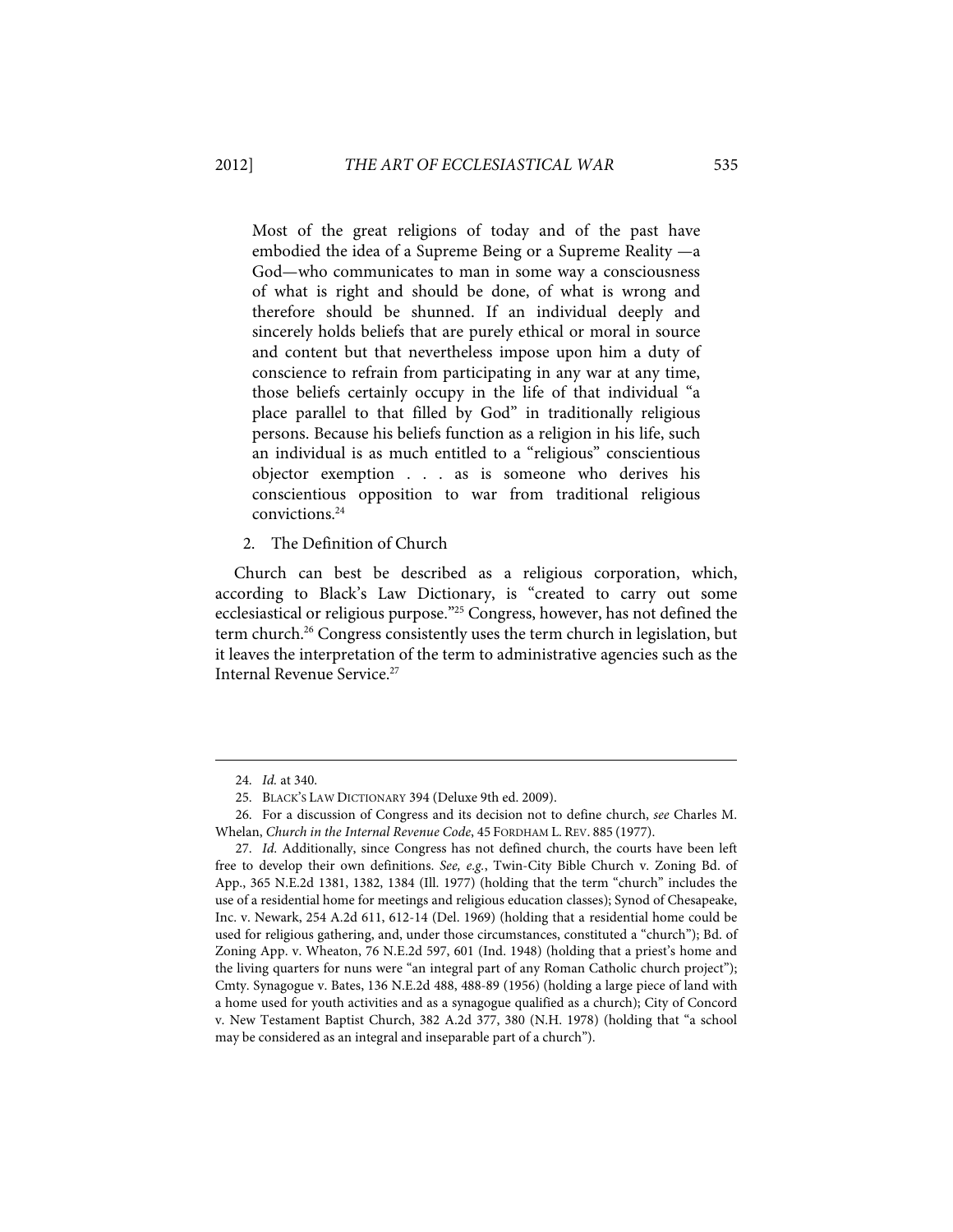> Most of the great religions of today and of the past have embodied the idea of a Supreme Being or a Supreme Reality —a God—who communicates to man in some way a consciousness of what is right and should be done, of what is wrong and therefore should be shunned. If an individual deeply and sincerely holds beliefs that are purely ethical or moral in source and content but that nevertheless impose upon him a duty of conscience to refrain from participating in any war at any time, those beliefs certainly occupy in the life of that individual "a place parallel to that filled by God" in traditionally religious persons. Because his beliefs function as a religion in his life, such an individual is as much entitled to a "religious" conscientious objector exemption . . . as is someone who derives his conscientious opposition to war from traditional religious convictions.[24]

### 2. The Definition of Church

Church can best be described as a religious corporation, which, according to Black's Law Dictionary, is "created to carry out some ecclesiastical or religious purpose."[25] Congress, however, has not defined the term church.[26] Congress consistently uses the term church in legislation, but it leaves the interpretation of the term to administrative agencies such as the Internal Revenue Service.[27]

---

24. *Id.* at 340.

25. BLACK'S LAW DICTIONARY 394 (Deluxe 9th ed. 2009).

26. For a discussion of Congress and its decision not to define church, *see* Charles M. Whelan, *Church in the Internal Revenue Code*, 45 FORDHAM L. REV. 885 (1977).

27. *Id.* Additionally, since Congress has not defined church, the courts have been left free to develop their own definitions. *See, e.g.*, Twin-City Bible Church v. Zoning Bd. of App., 365 N.E.2d 1381, 1382, 1384 (Ill. 1977) (holding that the term "church" includes the use of a residential home for meetings and religious education classes); Synod of Chesapeake, Inc. v. Newark, 254 A.2d 611, 612-14 (Del. 1969) (holding that a residential home could be used for religious gathering, and, under those circumstances, constituted a "church"); Bd. of Zoning App. v. Wheaton, 76 N.E.2d 597, 601 (Ind. 1948) (holding that a priest's home and the living quarters for nuns were "an integral part of any Roman Catholic church project"); Cmty. Synagogue v. Bates, 136 N.E.2d 488, 488-89 (1956) (holding a large piece of land with a home used for youth activities and as a synagogue qualified as a church); City of Concord v. New Testament Baptist Church, 382 A.2d 377, 380 (N.H. 1978) (holding that "a school may be considered as an integral and inseparable part of a church").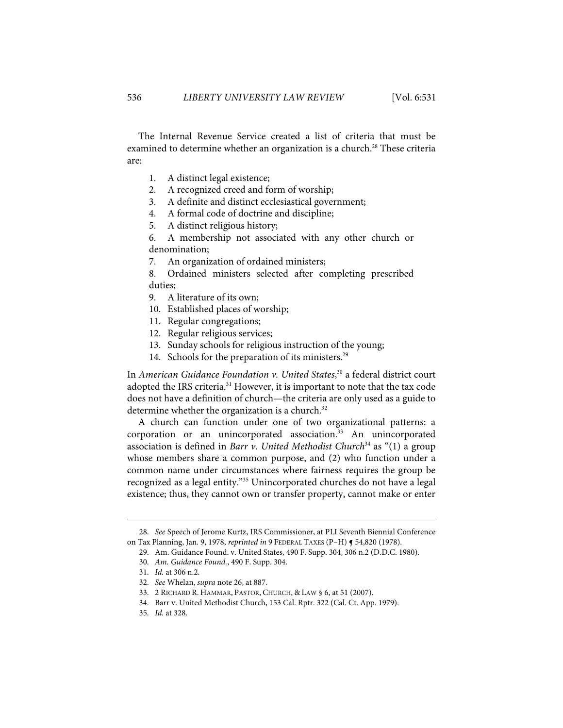The Internal Revenue Service created a list of criteria that must be examined to determine whether an organization is a church.[28] These criteria are:

1. A distinct legal existence;
2. A recognized creed and form of worship;
3. A definite and distinct ecclesiastical government;
4. A formal code of doctrine and discipline;
5. A distinct religious history;
6. A membership not associated with any other church or denomination;
7. An organization of ordained ministers;
8. Ordained ministers selected after completing prescribed duties;
9. A literature of its own;
10. Established places of worship;
11. Regular congregations;
12. Regular religious services;
13. Sunday schools for religious instruction of the young;
14. Schools for the preparation of its ministers.[29]

In *American Guidance Foundation v. United States*,[30] a federal district court adopted the IRS criteria.[31] However, it is important to note that the tax code does not have a definition of church—the criteria are only used as a guide to determine whether the organization is a church.[32]

A church can function under one of two organizational patterns: a corporation or an unincorporated association.[33] An unincorporated association is defined in *Barr v. United Methodist Church*[34] as "(1) a group whose members share a common purpose, and (2) who function under a common name under circumstances where fairness requires the group be recognized as a legal entity."[35] Unincorporated churches do not have a legal existence; thus, they cannot own or transfer property, cannot make or enter

---

28. *See* Speech of Jerome Kurtz, IRS Commissioner, at PLI Seventh Biennial Conference on Tax Planning, Jan. 9, 1978, *reprinted in* 9 FEDERAL TAXES (P–H) ¶ 54,820 (1978).

29. Am. Guidance Found. v. United States, 490 F. Supp. 304, 306 n.2 (D.D.C. 1980).

30. *Am. Guidance Found.*, 490 F. Supp. 304.

31. *Id.* at 306 n.2.

32. *See* Whelan, *supra* note 26, at 887.

33. 2 RICHARD R. HAMMAR, PASTOR, CHURCH, & LAW § 6, at 51 (2007).

34. Barr v. United Methodist Church, 153 Cal. Rptr. 322 (Cal. Ct. App. 1979).

35. *Id.* at 328.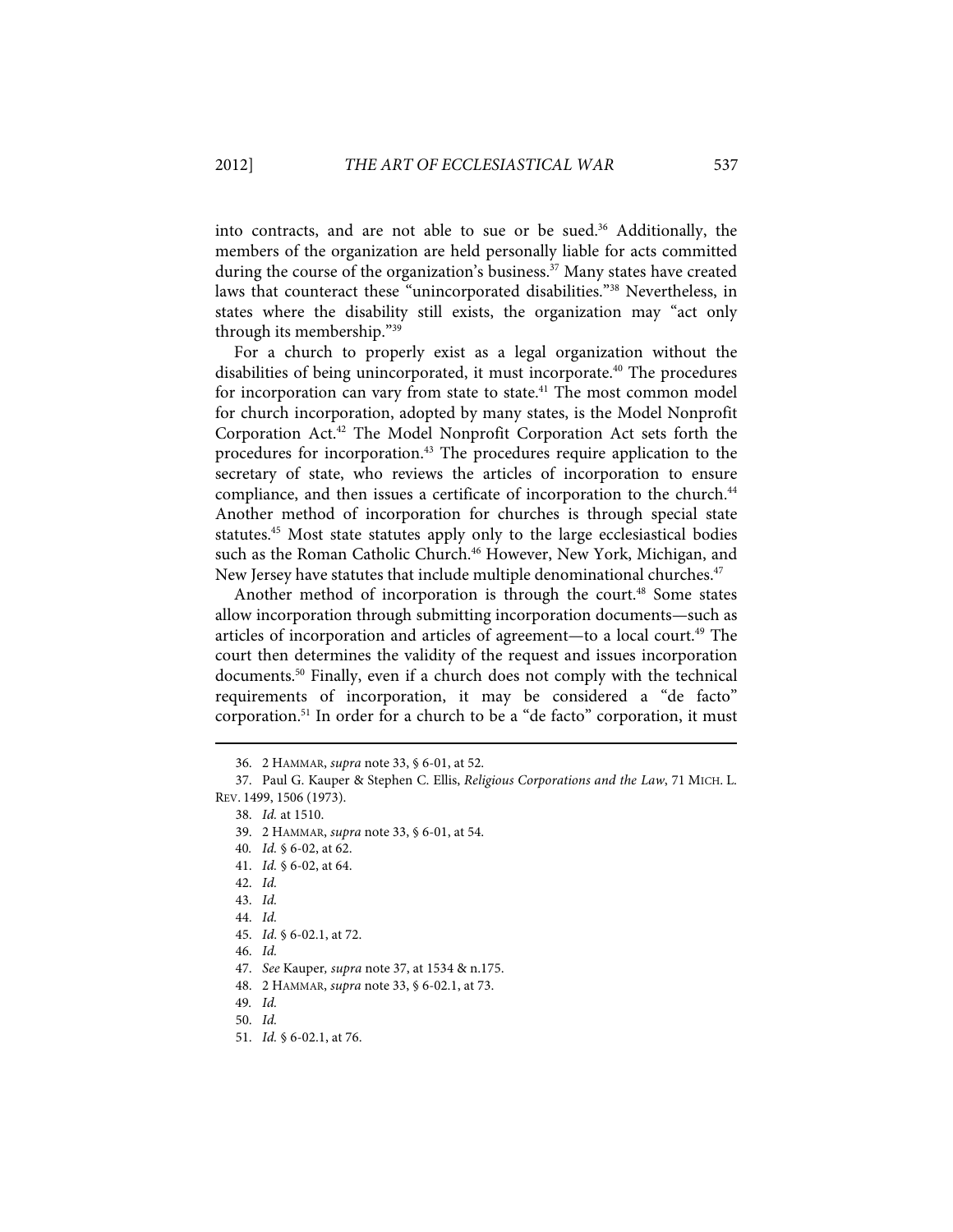into contracts, and are not able to sue or be sued.[36] Additionally, the members of the organization are held personally liable for acts committed during the course of the organization's business.[37] Many states have created laws that counteract these "unincorporated disabilities."[38] Nevertheless, in states where the disability still exists, the organization may "act only through its membership."[39]

For a church to properly exist as a legal organization without the disabilities of being unincorporated, it must incorporate.[40] The procedures for incorporation can vary from state to state.[41] The most common model for church incorporation, adopted by many states, is the Model Nonprofit Corporation Act.[42] The Model Nonprofit Corporation Act sets forth the procedures for incorporation.[43] The procedures require application to the secretary of state, who reviews the articles of incorporation to ensure compliance, and then issues a certificate of incorporation to the church.[44] Another method of incorporation for churches is through special state statutes.[45] Most state statutes apply only to the large ecclesiastical bodies such as the Roman Catholic Church.[46] However, New York, Michigan, and New Jersey have statutes that include multiple denominational churches.[47]

Another method of incorporation is through the court.[48] Some states allow incorporation through submitting incorporation documents—such as articles of incorporation and articles of agreement—to a local court.[49] The court then determines the validity of the request and issues incorporation documents.[50] Finally, even if a church does not comply with the technical requirements of incorporation, it may be considered a "de facto" corporation.[51] In order for a church to be a "de facto" corporation, it must

---

36. 2 HAMMAR, *supra* note 33, § 6-01, at 52.

37. Paul G. Kauper & Stephen C. Ellis, *Religious Corporations and the Law*, 71 MICH. L. REV. 1499, 1506 (1973).

38. *Id.* at 1510.

39. 2 HAMMAR, *supra* note 33, § 6-01, at 54.

40. *Id.* § 6-02, at 62.

41. *Id.* § 6-02, at 64.

42. *Id.*

43. *Id.*

44. *Id.*

45. *Id.* § 6-02.1, at 72.

46. *Id.*

47. *See* Kauper, *supra* note 37, at 1534 & n.175.

48. 2 HAMMAR, *supra* note 33, § 6-02.1, at 73.

49. *Id.*

50. *Id.*

51. *Id.* § 6-02.1, at 76.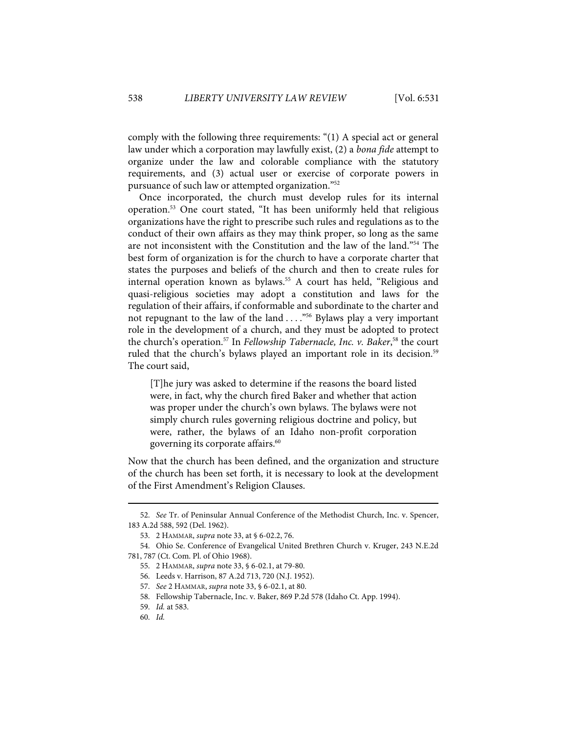comply with the following three requirements: "(1) A special act or general law under which a corporation may lawfully exist, (2) a *bona fide* attempt to organize under the law and colorable compliance with the statutory requirements, and (3) actual user or exercise of corporate powers in pursuance of such law or attempted organization."[52]

Once incorporated, the church must develop rules for its internal operation.[53] One court stated, "It has been uniformly held that religious organizations have the right to prescribe such rules and regulations as to the conduct of their own affairs as they may think proper, so long as the same are not inconsistent with the Constitution and the law of the land."[54] The best form of organization is for the church to have a corporate charter that states the purposes and beliefs of the church and then to create rules for internal operation known as bylaws.[55] A court has held, "Religious and quasi-religious societies may adopt a constitution and laws for the regulation of their affairs, if conformable and subordinate to the charter and not repugnant to the law of the land . . . ."[56] Bylaws play a very important role in the development of a church, and they must be adopted to protect the church's operation.[57] In *Fellowship Tabernacle, Inc. v. Baker*,[58] the court ruled that the church's bylaws played an important role in its decision.[59] The court said,

> [T]he jury was asked to determine if the reasons the board listed were, in fact, why the church fired Baker and whether that action was proper under the church's own bylaws. The bylaws were not simply church rules governing religious doctrine and policy, but were, rather, the bylaws of an Idaho non-profit corporation governing its corporate affairs.[60]

Now that the church has been defined, and the organization and structure of the church has been set forth, it is necessary to look at the development of the First Amendment's Religion Clauses.

---

52. *See* Tr. of Peninsular Annual Conference of the Methodist Church, Inc. v. Spencer, 183 A.2d 588, 592 (Del. 1962).

53. 2 HAMMAR, *supra* note 33, at § 6-02.2, 76.

54. Ohio Se. Conference of Evangelical United Brethren Church v. Kruger, 243 N.E.2d 781, 787 (Ct. Com. Pl. of Ohio 1968).

55. 2 HAMMAR, *supra* note 33, § 6-02.1, at 79-80.

56. Leeds v. Harrison, 87 A.2d 713, 720 (N.J. 1952).

57. *See* 2 HAMMAR, *supra* note 33, § 6-02.1, at 80.

58. Fellowship Tabernacle, Inc. v. Baker, 869 P.2d 578 (Idaho Ct. App. 1994).

59. *Id.* at 583.

60. *Id.*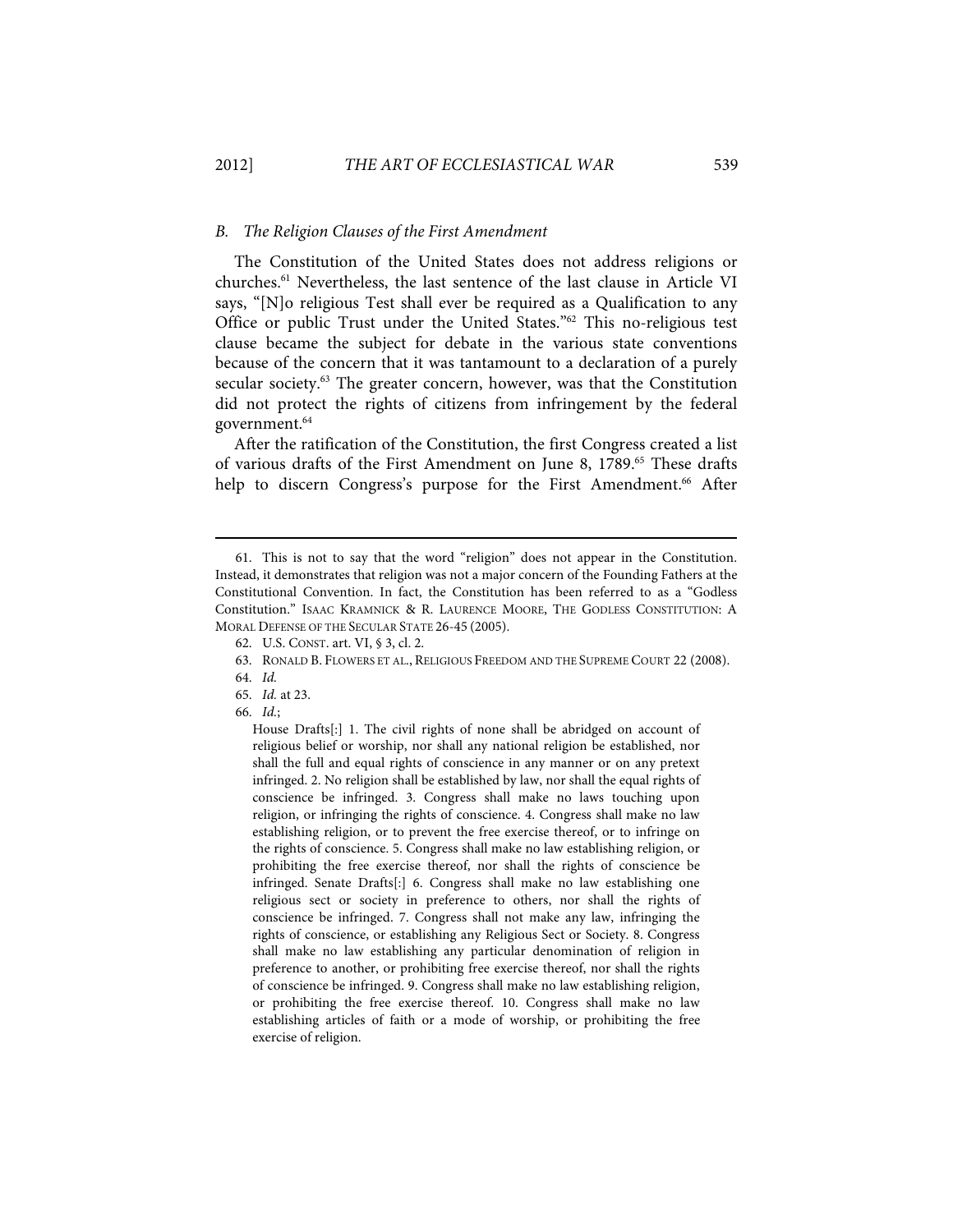### B. The Religion Clauses of the First Amendment

The Constitution of the United States does not address religions or churches.[61] Nevertheless, the last sentence of the last clause in Article VI says, "[N]o religious Test shall ever be required as a Qualification to any Office or public Trust under the United States."[62] This no-religious test clause became the subject for debate in the various state conventions because of the concern that it was tantamount to a declaration of a purely secular society.[63] The greater concern, however, was that the Constitution did not protect the rights of citizens from infringement by the federal government.[64]

After the ratification of the Constitution, the first Congress created a list of various drafts of the First Amendment on June 8, 1789.[65] These drafts help to discern Congress's purpose for the First Amendment.[66] After

---

61. This is not to say that the word "religion" does not appear in the Constitution. Instead, it demonstrates that religion was not a major concern of the Founding Fathers at the Constitutional Convention. In fact, the Constitution has been referred to as a "Godless Constitution." ISAAC KRAMNICK & R. LAURENCE MOORE, THE GODLESS CONSTITUTION: A MORAL DEFENSE OF THE SECULAR STATE 26-45 (2005).

62. U.S. CONST. art. VI, § 3, cl. 2.

63. RONALD B. FLOWERS ET AL., RELIGIOUS FREEDOM AND THE SUPREME COURT 22 (2008).

64. *Id.*

65. *Id.* at 23.

66. *Id.*;

> House Drafts[:] 1. The civil rights of none shall be abridged on account of religious belief or worship, nor shall any national religion be established, nor shall the full and equal rights of conscience in any manner or on any pretext infringed. 2. No religion shall be established by law, nor shall the equal rights of conscience be infringed. 3. Congress shall make no laws touching upon religion, or infringing the rights of conscience. 4. Congress shall make no law establishing religion, or to prevent the free exercise thereof, or to infringe on the rights of conscience. 5. Congress shall make no law establishing religion, or prohibiting the free exercise thereof, nor shall the rights of conscience be infringed. Senate Drafts[:] 6. Congress shall make no law establishing one religious sect or society in preference to others, nor shall the rights of conscience be infringed. 7. Congress shall not make any law, infringing the rights of conscience, or establishing any Religious Sect or Society. 8. Congress shall make no law establishing any particular denomination of religion in preference to another, or prohibiting free exercise thereof, nor shall the rights of conscience be infringed. 9. Congress shall make no law establishing religion, or prohibiting the free exercise thereof. 10. Congress shall make no law establishing articles of faith or a mode of worship, or prohibiting the free exercise of religion.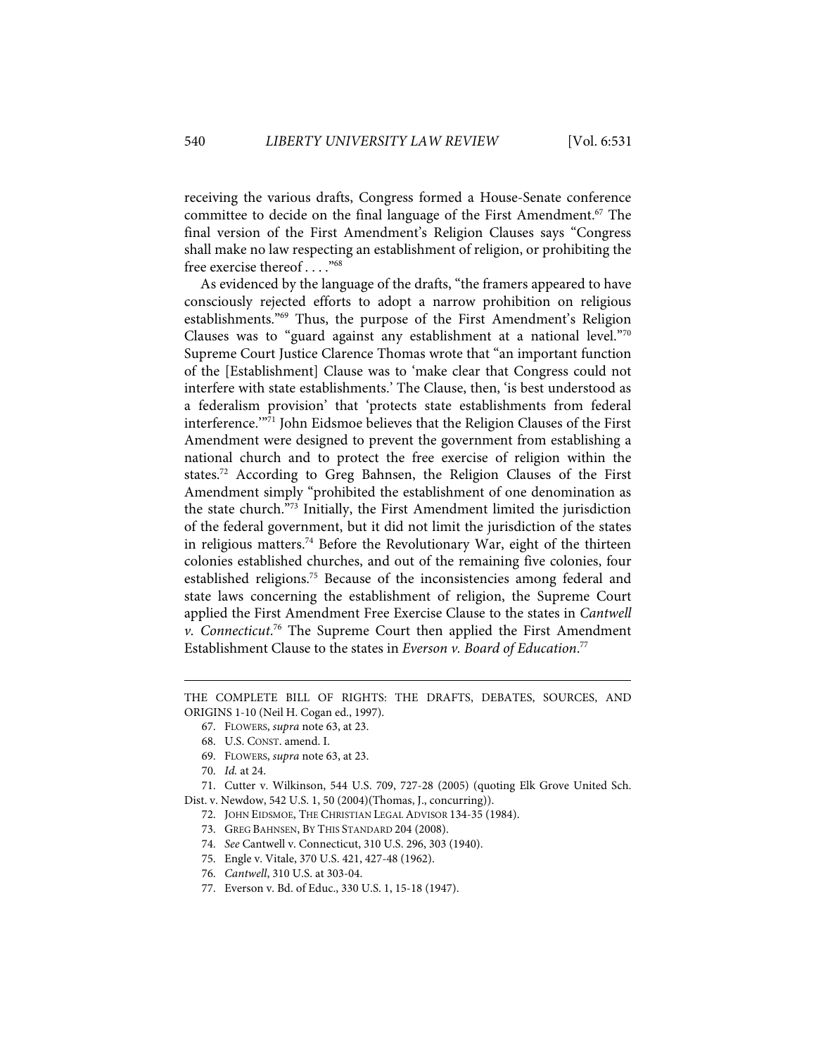receiving the various drafts, Congress formed a House-Senate conference committee to decide on the final language of the First Amendment.[67] The final version of the First Amendment's Religion Clauses says "Congress shall make no law respecting an establishment of religion, or prohibiting the free exercise thereof . . . ."[68]

As evidenced by the language of the drafts, "the framers appeared to have consciously rejected efforts to adopt a narrow prohibition on religious establishments."[69] Thus, the purpose of the First Amendment's Religion Clauses was to "guard against any establishment at a national level."[70] Supreme Court Justice Clarence Thomas wrote that "an important function of the [Establishment] Clause was to 'make clear that Congress could not interfere with state establishments.' The Clause, then, 'is best understood as a federalism provision' that 'protects state establishments from federal interference.'"[71] John Eidsmoe believes that the Religion Clauses of the First Amendment were designed to prevent the government from establishing a national church and to protect the free exercise of religion within the states.[72] According to Greg Bahnsen, the Religion Clauses of the First Amendment simply "prohibited the establishment of one denomination as the state church."[73] Initially, the First Amendment limited the jurisdiction of the federal government, but it did not limit the jurisdiction of the states in religious matters.[74] Before the Revolutionary War, eight of the thirteen colonies established churches, and out of the remaining five colonies, four established religions.[75] Because of the inconsistencies among federal and state laws concerning the establishment of religion, the Supreme Court applied the First Amendment Free Exercise Clause to the states in *Cantwell v. Connecticut*.[76] The Supreme Court then applied the First Amendment Establishment Clause to the states in *Everson v. Board of Education*.[77]

---

THE COMPLETE BILL OF RIGHTS: THE DRAFTS, DEBATES, SOURCES, AND ORIGINS 1-10 (Neil H. Cogan ed., 1997).

67. FLOWERS, *supra* note 63, at 23.

68. U.S. CONST. amend. I.

69. FLOWERS, *supra* note 63, at 23.

70. *Id.* at 24.

71. Cutter v. Wilkinson, 544 U.S. 709, 727-28 (2005) (quoting Elk Grove United Sch. Dist. v. Newdow, 542 U.S. 1, 50 (2004)(Thomas, J., concurring)).

72. JOHN EIDSMOE, THE CHRISTIAN LEGAL ADVISOR 134-35 (1984).

73. GREG BAHNSEN, BY THIS STANDARD 204 (2008).

74. *See* Cantwell v. Connecticut, 310 U.S. 296, 303 (1940).

75. Engle v. Vitale, 370 U.S. 421, 427-48 (1962).

76. *Cantwell*, 310 U.S. at 303-04.

77. Everson v. Bd. of Educ., 330 U.S. 1, 15-18 (1947).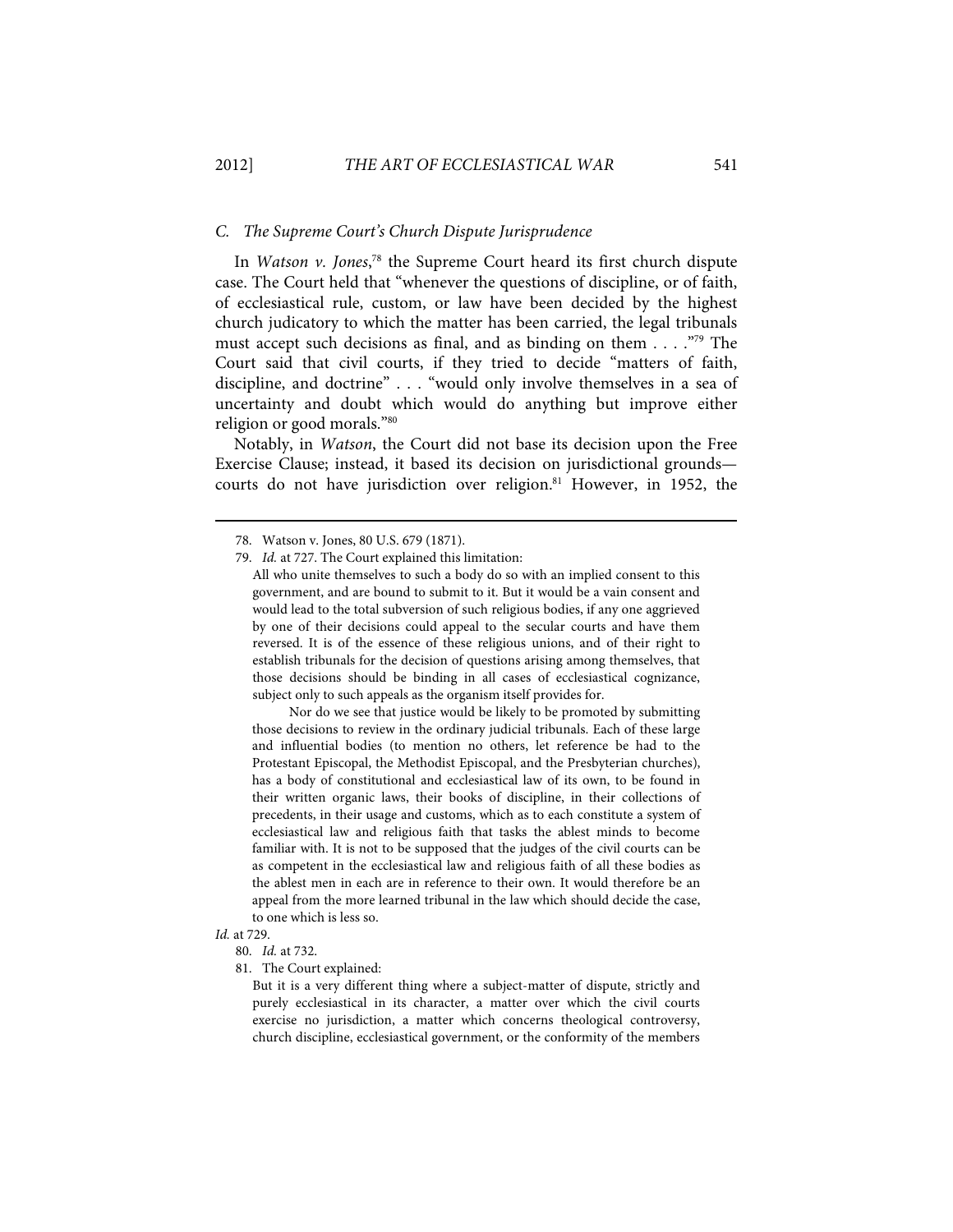### C. The Supreme Court's Church Dispute Jurisprudence

In *Watson v. Jones*,[78] the Supreme Court heard its first church dispute case. The Court held that "whenever the questions of discipline, or of faith, of ecclesiastical rule, custom, or law have been decided by the highest church judicatory to which the matter has been carried, the legal tribunals must accept such decisions as final, and as binding on them . . . ."[79] The Court said that civil courts, if they tried to decide "matters of faith, discipline, and doctrine" . . . "would only involve themselves in a sea of uncertainty and doubt which would do anything but improve either religion or good morals."[80]

Notably, in *Watson*, the Court did not base its decision upon the Free Exercise Clause; instead, it based its decision on jurisdictional grounds—courts do not have jurisdiction over religion.[81] However, in 1952, the

---

78. Watson v. Jones, 80 U.S. 679 (1871).

79. *Id.* at 727. The Court explained this limitation:

> All who unite themselves to such a body do so with an implied consent to this government, and are bound to submit to it. But it would be a vain consent and would lead to the total subversion of such religious bodies, if any one aggrieved by one of their decisions could appeal to the secular courts and have them reversed. It is of the essence of these religious unions, and of their right to establish tribunals for the decision of questions arising among themselves, that those decisions should be binding in all cases of ecclesiastical cognizance, subject only to such appeals as the organism itself provides for.
>
> Nor do we see that justice would be likely to be promoted by submitting those decisions to review in the ordinary judicial tribunals. Each of these large and influential bodies (to mention no others, let reference be had to the Protestant Episcopal, the Methodist Episcopal, and the Presbyterian churches), has a body of constitutional and ecclesiastical law of its own, to be found in their written organic laws, their books of discipline, in their collections of precedents, in their usage and customs, which as to each constitute a system of ecclesiastical law and religious faith that tasks the ablest minds to become familiar with. It is not to be supposed that the judges of the civil courts can be as competent in the ecclesiastical law and religious faith of all these bodies as the ablest men in each are in reference to their own. It would therefore be an appeal from the more learned tribunal in the law which should decide the case, to one which is less so.

*Id.* at 729.

80. *Id.* at 732.

81. The Court explained:

> But it is a very different thing where a subject-matter of dispute, strictly and purely ecclesiastical in its character, a matter over which the civil courts exercise no jurisdiction, a matter which concerns theological controversy, church discipline, ecclesiastical government, or the conformity of the members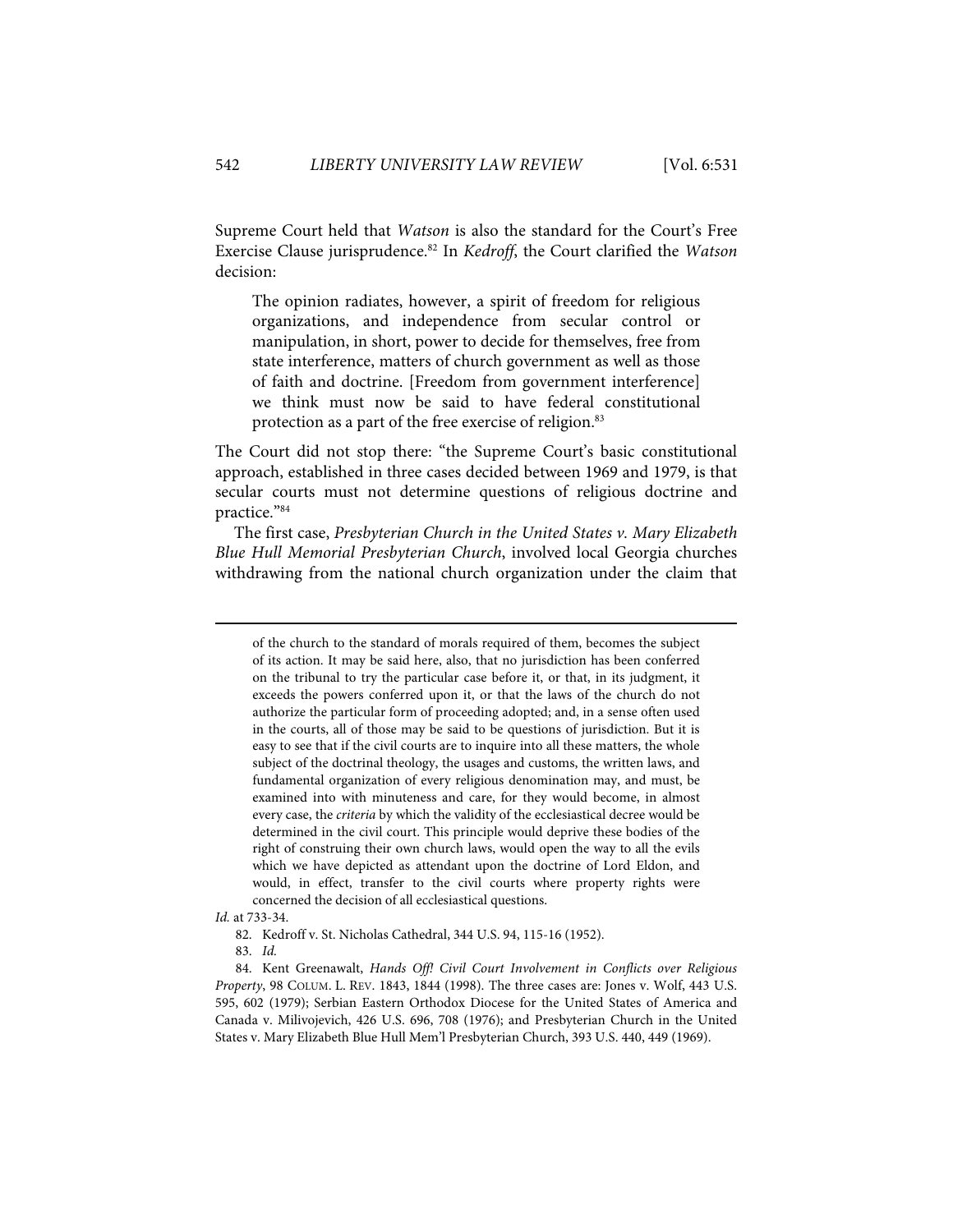Supreme Court held that *Watson* is also the standard for the Court's Free Exercise Clause jurisprudence.[82] In *Kedroff*, the Court clarified the *Watson* decision:

> The opinion radiates, however, a spirit of freedom for religious organizations, and independence from secular control or manipulation, in short, power to decide for themselves, free from state interference, matters of church government as well as those of faith and doctrine. [Freedom from government interference] we think must now be said to have federal constitutional protection as a part of the free exercise of religion.[83]

The Court did not stop there: "the Supreme Court's basic constitutional approach, established in three cases decided between 1969 and 1979, is that secular courts must not determine questions of religious doctrine and practice."[84]

The first case, *Presbyterian Church in the United States v. Mary Elizabeth Blue Hull Memorial Presbyterian Church*, involved local Georgia churches withdrawing from the national church organization under the claim that

---

> of the church to the standard of morals required of them, becomes the subject of its action. It may be said here, also, that no jurisdiction has been conferred on the tribunal to try the particular case before it, or that, in its judgment, it exceeds the powers conferred upon it, or that the laws of the church do not authorize the particular form of proceeding adopted; and, in a sense often used in the courts, all of those may be said to be questions of jurisdiction. But it is easy to see that if the civil courts are to inquire into all these matters, the whole subject of the doctrinal theology, the usages and customs, the written laws, and fundamental organization of every religious denomination may, and must, be examined into with minuteness and care, for they would become, in almost every case, the *criteria* by which the validity of the ecclesiastical decree would be determined in the civil court. This principle would deprive these bodies of the right of construing their own church laws, would open the way to all the evils which we have depicted as attendant upon the doctrine of Lord Eldon, and would, in effect, transfer to the civil courts where property rights were concerned the decision of all ecclesiastical questions.

*Id.* at 733-34.

82. Kedroff v. St. Nicholas Cathedral, 344 U.S. 94, 115-16 (1952).

83. *Id.*

84. Kent Greenawalt, *Hands Off! Civil Court Involvement in Conflicts over Religious Property*, 98 COLUM. L. REV. 1843, 1844 (1998). The three cases are: Jones v. Wolf, 443 U.S. 595, 602 (1979); Serbian Eastern Orthodox Diocese for the United States of America and Canada v. Milivojevich, 426 U.S. 696, 708 (1976); and Presbyterian Church in the United States v. Mary Elizabeth Blue Hull Mem'l Presbyterian Church, 393 U.S. 440, 449 (1969).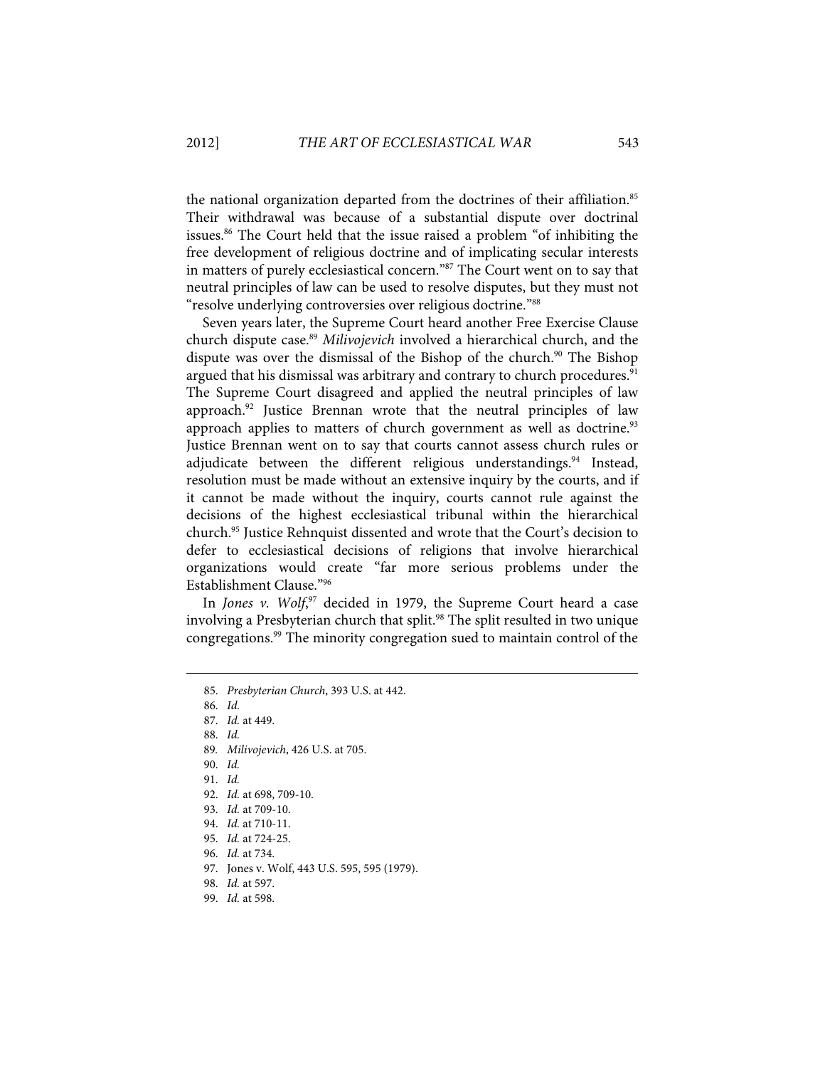the national organization departed from the doctrines of their affiliation.[85] Their withdrawal was because of a substantial dispute over doctrinal issues.[86] The Court held that the issue raised a problem "of inhibiting the free development of religious doctrine and of implicating secular interests in matters of purely ecclesiastical concern."[87] The Court went on to say that neutral principles of law can be used to resolve disputes, but they must not "resolve underlying controversies over religious doctrine."[88]

Seven years later, the Supreme Court heard another Free Exercise Clause church dispute case.[89] *Milivojevich* involved a hierarchical church, and the dispute was over the dismissal of the Bishop of the church.[90] The Bishop argued that his dismissal was arbitrary and contrary to church procedures.[91] The Supreme Court disagreed and applied the neutral principles of law approach.[92] Justice Brennan wrote that the neutral principles of law approach applies to matters of church government as well as doctrine.[93] Justice Brennan went on to say that courts cannot assess church rules or adjudicate between the different religious understandings.[94] Instead, resolution must be made without an extensive inquiry by the courts, and if it cannot be made without the inquiry, courts cannot rule against the decisions of the highest ecclesiastical tribunal within the hierarchical church.[95] Justice Rehnquist dissented and wrote that the Court's decision to defer to ecclesiastical decisions of religions that involve hierarchical organizations would create "far more serious problems under the Establishment Clause."[96]

In *Jones v. Wolf*,[97] decided in 1979, the Supreme Court heard a case involving a Presbyterian church that split.[98] The split resulted in two unique congregations.[99] The minority congregation sued to maintain control of the

---

85. *Presbyterian Church*, 393 U.S. at 442.
86. *Id.*
87. *Id.* at 449.
88. *Id.*
89. *Milivojevich*, 426 U.S. at 705.
90. *Id.*
91. *Id.*
92. *Id.* at 698, 709-10.
93. *Id.* at 709-10.
94. *Id.* at 710-11.
95. *Id.* at 724-25.
96. *Id.* at 734.
97. Jones v. Wolf, 443 U.S. 595, 595 (1979).
98. *Id.* at 597.
99. *Id.* at 598.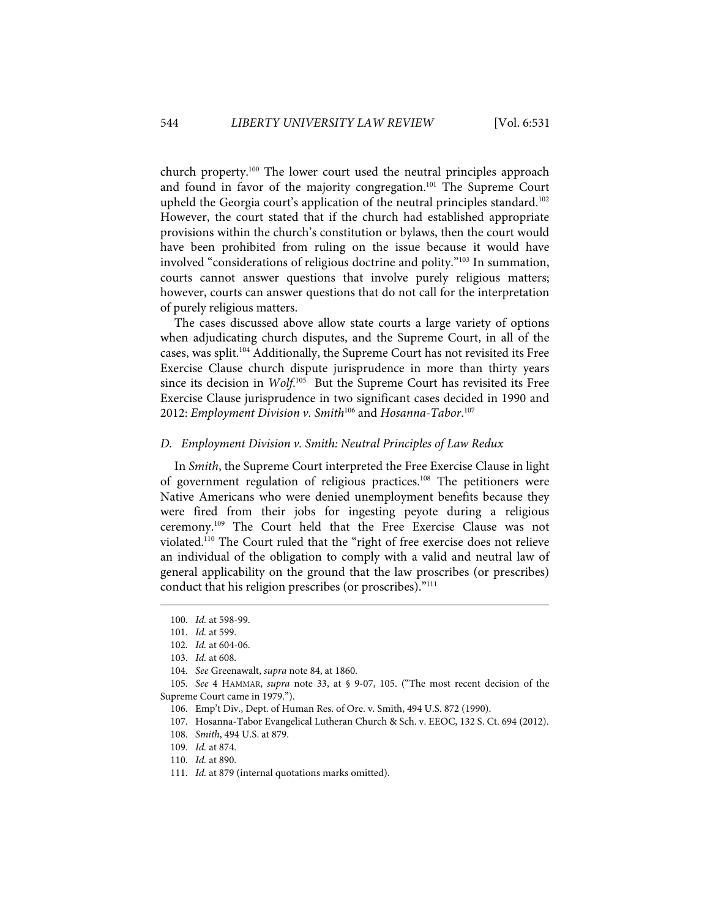church property.[100] The lower court used the neutral principles approach and found in favor of the majority congregation.[101] The Supreme Court upheld the Georgia court's application of the neutral principles standard.[102] However, the court stated that if the church had established appropriate provisions within the church's constitution or bylaws, then the court would have been prohibited from ruling on the issue because it would have involved "considerations of religious doctrine and polity."[103] In summation, courts cannot answer questions that involve purely religious matters; however, courts can answer questions that do not call for the interpretation of purely religious matters.

The cases discussed above allow state courts a large variety of options when adjudicating church disputes, and the Supreme Court, in all of the cases, was split.[104] Additionally, the Supreme Court has not revisited its Free Exercise Clause church dispute jurisprudence in more than thirty years since its decision in *Wolf*.[105] But the Supreme Court has revisited its Free Exercise Clause jurisprudence in two significant cases decided in 1990 and 2012: *Employment Division v. Smith*[106] and *Hosanna-Tabor*.[107]

### D. Employment Division v. Smith: Neutral Principles of Law Redux

In *Smith*, the Supreme Court interpreted the Free Exercise Clause in light of government regulation of religious practices.[108] The petitioners were Native Americans who were denied unemployment benefits because they were fired from their jobs for ingesting peyote during a religious ceremony.[109] The Court held that the Free Exercise Clause was not violated.[110] The Court ruled that the "right of free exercise does not relieve an individual of the obligation to comply with a valid and neutral law of general applicability on the ground that the law proscribes (or prescribes) conduct that his religion prescribes (or proscribes)."[111]

---

100. *Id.* at 598-99.
101. *Id.* at 599.
102. *Id.* at 604-06.
103. *Id.* at 608.
104. *See* Greenawalt, *supra* note 84, at 1860.
105. *See* 4 HAMMAR, *supra* note 33, at § 9-07, 105. ("The most recent decision of the Supreme Court came in 1979.").
106. Emp't Div., Dept. of Human Res. of Ore. v. Smith, 494 U.S. 872 (1990).
107. Hosanna-Tabor Evangelical Lutheran Church & Sch. v. EEOC, 132 S. Ct. 694 (2012).
108. *Smith*, 494 U.S. at 879.
109. *Id.* at 874.
110. *Id.* at 890.
111. *Id.* at 879 (internal quotations marks omitted).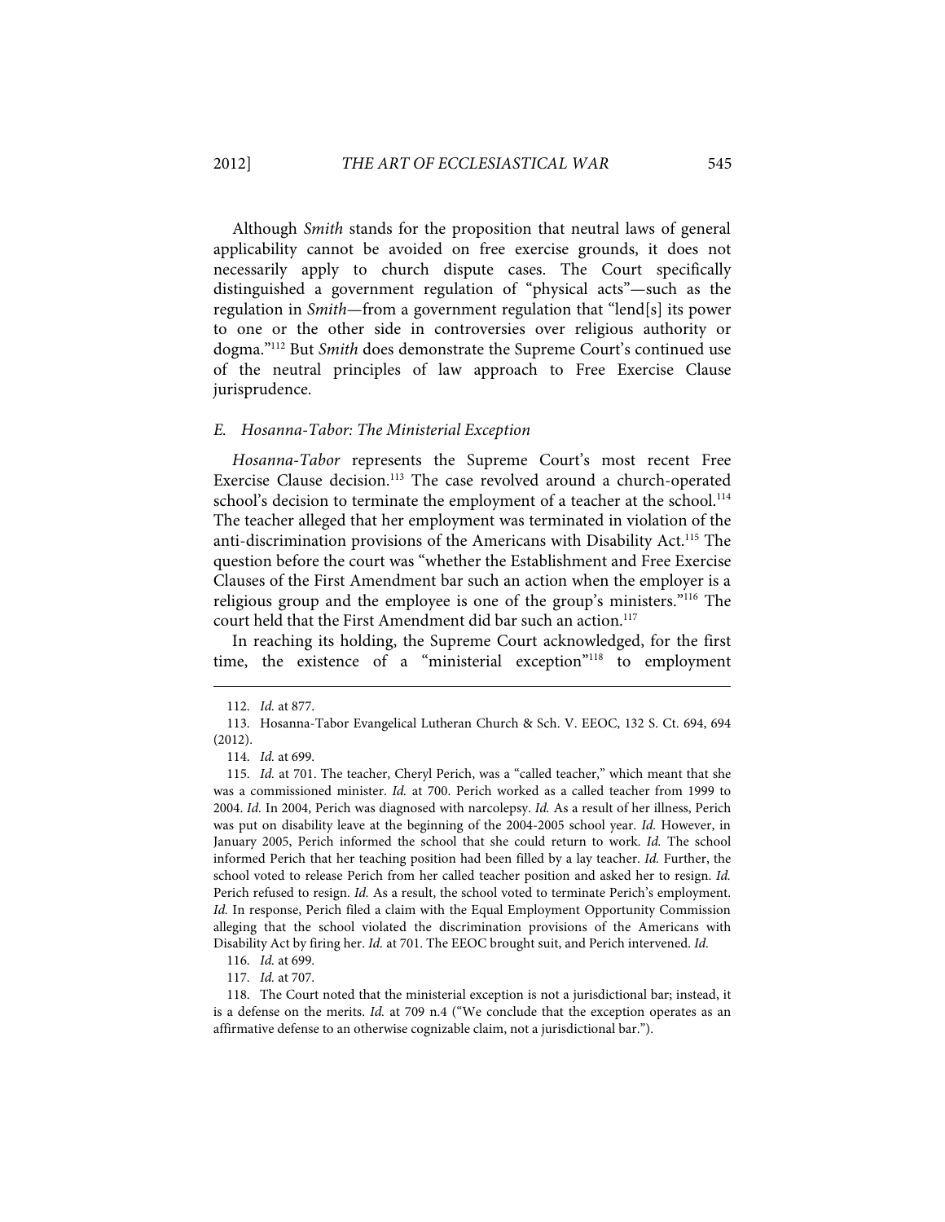Although *Smith* stands for the proposition that neutral laws of general applicability cannot be avoided on free exercise grounds, it does not necessarily apply to church dispute cases. The Court specifically distinguished a government regulation of "physical acts"—such as the regulation in *Smith*—from a government regulation that "lend[s] its power to one or the other side in controversies over religious authority or dogma."[112] But *Smith* does demonstrate the Supreme Court's continued use of the neutral principles of law approach to Free Exercise Clause jurisprudence.

### *E. Hosanna-Tabor: The Ministerial Exception*

*Hosanna-Tabor* represents the Supreme Court's most recent Free Exercise Clause decision.[113] The case revolved around a church-operated school's decision to terminate the employment of a teacher at the school.[114] The teacher alleged that her employment was terminated in violation of the anti-discrimination provisions of the Americans with Disability Act.[115] The question before the court was "whether the Establishment and Free Exercise Clauses of the First Amendment bar such an action when the employer is a religious group and the employee is one of the group's ministers."[116] The court held that the First Amendment did bar such an action.[117]

In reaching its holding, the Supreme Court acknowledged, for the first time, the existence of a "ministerial exception"[118] to employment

---

112. *Id.* at 877.

113. Hosanna-Tabor Evangelical Lutheran Church & Sch. V. EEOC, 132 S. Ct. 694, 694 (2012).

114. *Id.* at 699.

115. *Id.* at 701. The teacher, Cheryl Perich, was a "called teacher," which meant that she was a commissioned minister. *Id.* at 700. Perich worked as a called teacher from 1999 to 2004. *Id.* In 2004, Perich was diagnosed with narcolepsy. *Id.* As a result of her illness, Perich was put on disability leave at the beginning of the 2004-2005 school year. *Id.* However, in January 2005, Perich informed the school that she could return to work. *Id.* The school informed Perich that her teaching position had been filled by a lay teacher. *Id.* Further, the school voted to release Perich from her called teacher position and asked her to resign. *Id.* Perich refused to resign. *Id.* As a result, the school voted to terminate Perich's employment. *Id.* In response, Perich filed a claim with the Equal Employment Opportunity Commission alleging that the school violated the discrimination provisions of the Americans with Disability Act by firing her. *Id.* at 701. The EEOC brought suit, and Perich intervened. *Id.*

116. *Id.* at 699.

117. *Id.* at 707.

118. The Court noted that the ministerial exception is not a jurisdictional bar; instead, it is a defense on the merits. *Id.* at 709 n.4 ("We conclude that the exception operates as an affirmative defense to an otherwise cognizable claim, not a jurisdictional bar.").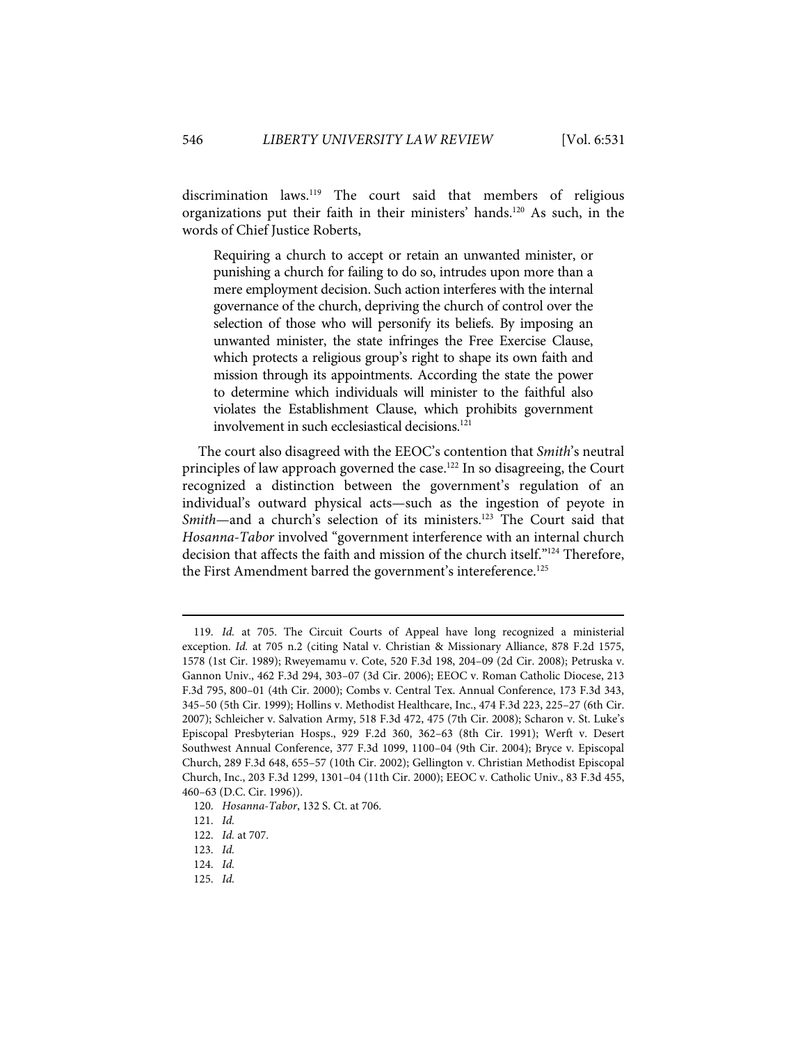discrimination laws.[119] The court said that members of religious organizations put their faith in their ministers' hands.[120] As such, in the words of Chief Justice Roberts,

> Requiring a church to accept or retain an unwanted minister, or punishing a church for failing to do so, intrudes upon more than a mere employment decision. Such action interferes with the internal governance of the church, depriving the church of control over the selection of those who will personify its beliefs. By imposing an unwanted minister, the state infringes the Free Exercise Clause, which protects a religious group's right to shape its own faith and mission through its appointments. According the state the power to determine which individuals will minister to the faithful also violates the Establishment Clause, which prohibits government involvement in such ecclesiastical decisions.[121]

The court also disagreed with the EEOC's contention that *Smith*'s neutral principles of law approach governed the case.[122] In so disagreeing, the Court recognized a distinction between the government's regulation of an individual's outward physical acts—such as the ingestion of peyote in *Smith*—and a church's selection of its ministers.[123] The Court said that *Hosanna-Tabor* involved "government interference with an internal church decision that affects the faith and mission of the church itself."[124] Therefore, the First Amendment barred the government's intereference.[125]

---

119. *Id.* at 705. The Circuit Courts of Appeal have long recognized a ministerial exception. *Id.* at 705 n.2 (citing Natal v. Christian & Missionary Alliance, 878 F.2d 1575, 1578 (1st Cir. 1989); Rweyemamu v. Cote, 520 F.3d 198, 204–09 (2d Cir. 2008); Petruska v. Gannon Univ., 462 F.3d 294, 303–07 (3d Cir. 2006); EEOC v. Roman Catholic Diocese, 213 F.3d 795, 800–01 (4th Cir. 2000); Combs v. Central Tex. Annual Conference, 173 F.3d 343, 345–50 (5th Cir. 1999); Hollins v. Methodist Healthcare, Inc., 474 F.3d 223, 225–27 (6th Cir. 2007); Schleicher v. Salvation Army, 518 F.3d 472, 475 (7th Cir. 2008); Scharon v. St. Luke's Episcopal Presbyterian Hosps., 929 F.2d 360, 362–63 (8th Cir. 1991); Werft v. Desert Southwest Annual Conference, 377 F.3d 1099, 1100–04 (9th Cir. 2004); Bryce v. Episcopal Church, 289 F.3d 648, 655–57 (10th Cir. 2002); Gellington v. Christian Methodist Episcopal Church, Inc., 203 F.3d 1299, 1301–04 (11th Cir. 2000); EEOC v. Catholic Univ., 83 F.3d 455, 460–63 (D.C. Cir. 1996)).

120. *Hosanna-Tabor*, 132 S. Ct. at 706.

121. *Id.*

122. *Id.* at 707.

123. *Id.*

124. *Id.*

125. *Id.*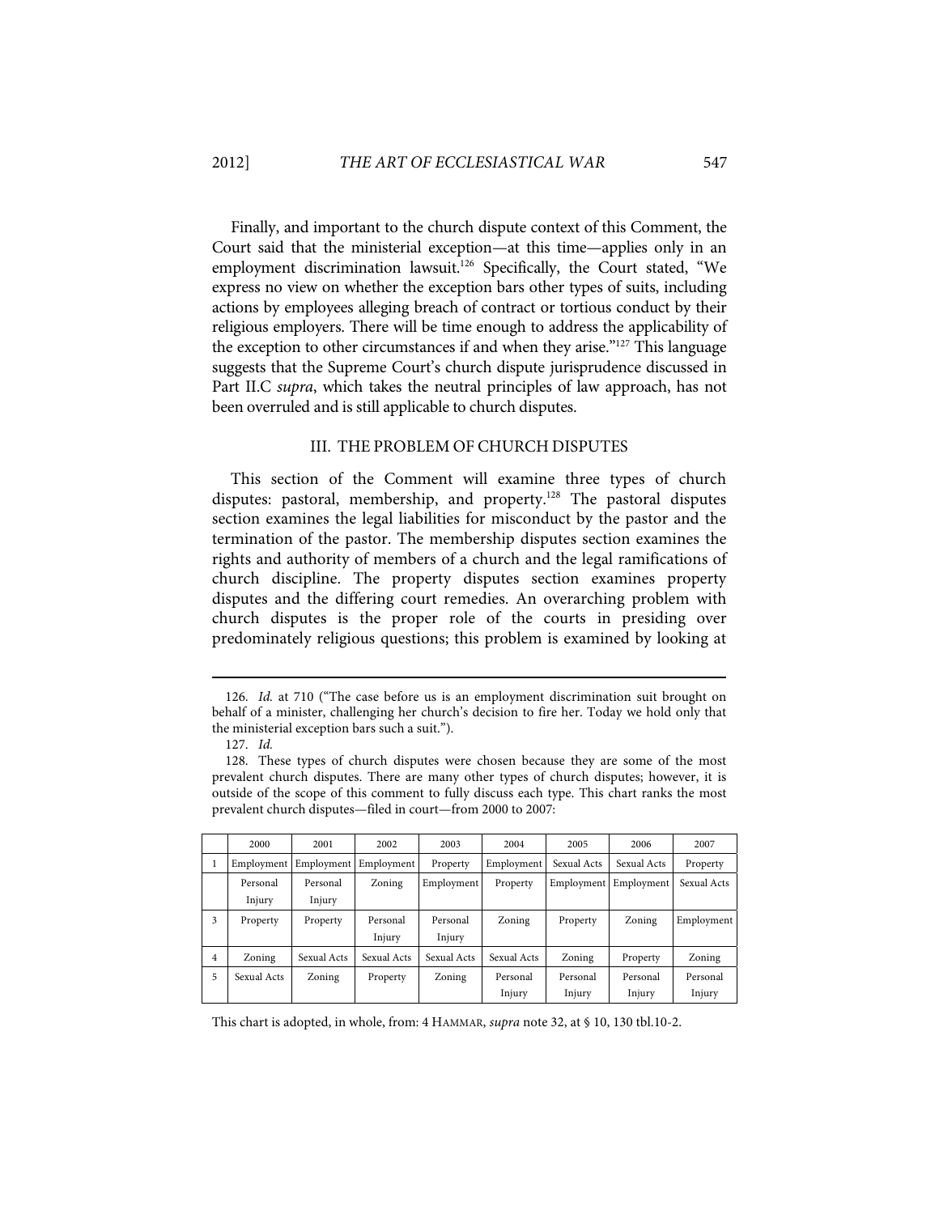Finally, and important to the church dispute context of this Comment, the Court said that the ministerial exception—at this time—applies only in an employment discrimination lawsuit.[126] Specifically, the Court stated, "We express no view on whether the exception bars other types of suits, including actions by employees alleging breach of contract or tortious conduct by their religious employers. There will be time enough to address the applicability of the exception to other circumstances if and when they arise."[127] This language suggests that the Supreme Court's church dispute jurisprudence discussed in Part II.C *supra*, which takes the neutral principles of law approach, has not been overruled and is still applicable to church disputes.

## III. THE PROBLEM OF CHURCH DISPUTES

This section of the Comment will examine three types of church disputes: pastoral, membership, and property.[128] The pastoral disputes section examines the legal liabilities for misconduct by the pastor and the termination of the pastor. The membership disputes section examines the rights and authority of members of a church and the legal ramifications of church discipline. The property disputes section examines property disputes and the differing court remedies. An overarching problem with church disputes is the proper role of the courts in presiding over predominately religious questions; this problem is examined by looking at

---

126. *Id.* at 710 ("The case before us is an employment discrimination suit brought on behalf of a minister, challenging her church's decision to fire her. Today we hold only that the ministerial exception bars such a suit.").

127. *Id.*

128. These types of church disputes were chosen because they are some of the most prevalent church disputes. There are many other types of church disputes; however, it is outside of the scope of this comment to fully discuss each type. This chart ranks the most prevalent church disputes—filed in court—from 2000 to 2007:

| | 2000 | 2001 | 2002 | 2003 | 2004 | 2005 | 2006 | 2007 |
|---|---|---|---|---|---|---|---|---|
| 1 | Employment | Employment | Employment | Property | Employment | Sexual Acts | Sexual Acts | Property |
| | Personal Injury | Personal Injury | Zoning | Employment | Property | Employment | Employment | Sexual Acts |
| 3 | Property | Property | Personal Injury | Personal Injury | Zoning | Property | Zoning | Employment |
| 4 | Zoning | Sexual Acts | Sexual Acts | Sexual Acts | Sexual Acts | Zoning | Property | Zoning |
| 5 | Sexual Acts | Zoning | Property | Zoning | Personal Injury | Personal Injury | Personal Injury | Personal Injury |

This chart is adopted, in whole, from: 4 HAMMAR, *supra* note 32, at § 10, 130 tbl.10-2.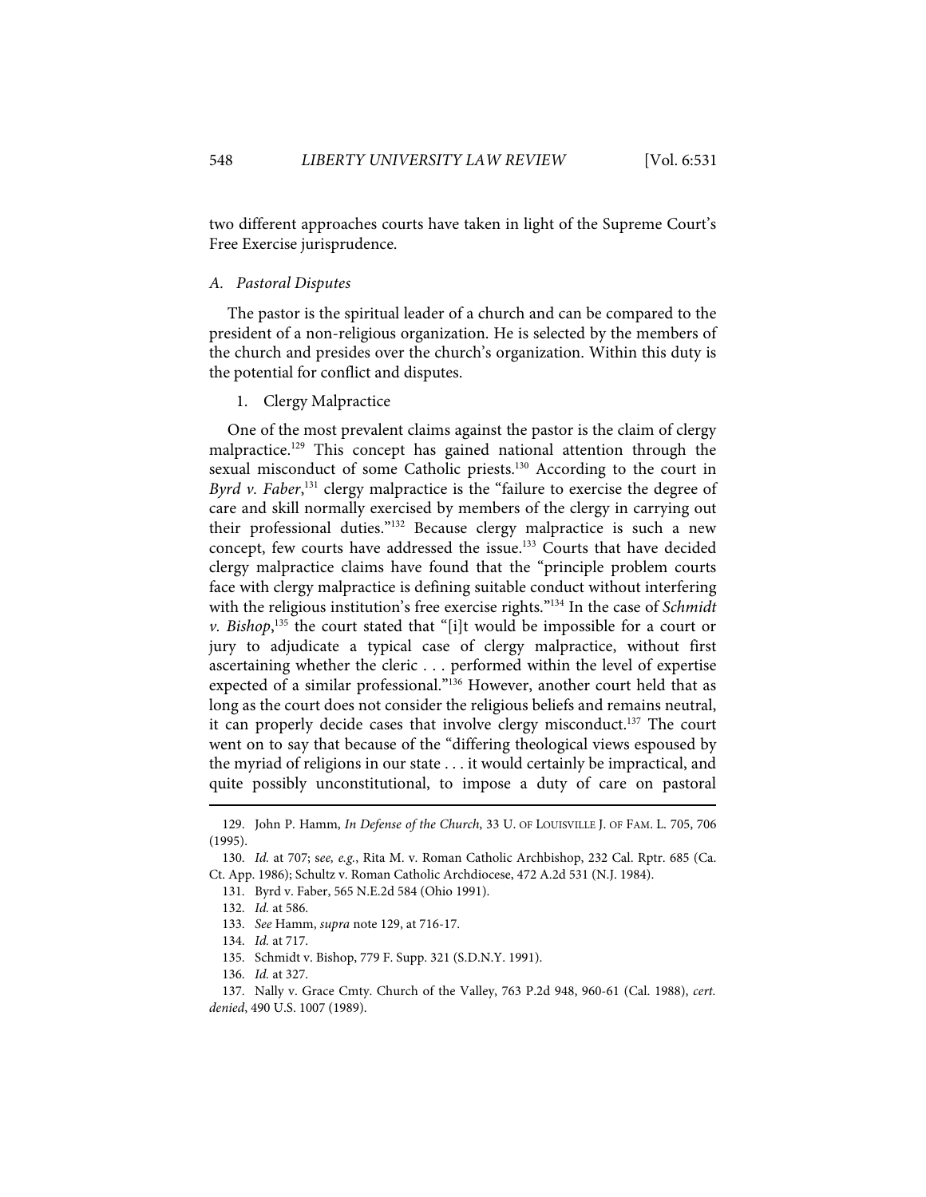two different approaches courts have taken in light of the Supreme Court's Free Exercise jurisprudence.

### *A. Pastoral Disputes*

The pastor is the spiritual leader of a church and can be compared to the president of a non-religious organization. He is selected by the members of the church and presides over the church's organization. Within this duty is the potential for conflict and disputes.

#### 1. Clergy Malpractice

One of the most prevalent claims against the pastor is the claim of clergy malpractice.[129] This concept has gained national attention through the sexual misconduct of some Catholic priests.[130] According to the court in *Byrd v. Faber*,[131] clergy malpractice is the "failure to exercise the degree of care and skill normally exercised by members of the clergy in carrying out their professional duties."[132] Because clergy malpractice is such a new concept, few courts have addressed the issue.[133] Courts that have decided clergy malpractice claims have found that the "principle problem courts face with clergy malpractice is defining suitable conduct without interfering with the religious institution's free exercise rights."[134] In the case of *Schmidt v. Bishop*,[135] the court stated that "[i]t would be impossible for a court or jury to adjudicate a typical case of clergy malpractice, without first ascertaining whether the cleric . . . performed within the level of expertise expected of a similar professional."[136] However, another court held that as long as the court does not consider the religious beliefs and remains neutral, it can properly decide cases that involve clergy misconduct.[137] The court went on to say that because of the "differing theological views espoused by the myriad of religions in our state . . . it would certainly be impractical, and quite possibly unconstitutional, to impose a duty of care on pastoral

---

129. John P. Hamm, *In Defense of the Church*, 33 U. OF LOUISVILLE J. OF FAM. L. 705, 706 (1995).

130. *Id.* at 707; s*ee, e.g.*, Rita M. v. Roman Catholic Archbishop, 232 Cal. Rptr. 685 (Ca. Ct. App. 1986); Schultz v. Roman Catholic Archdiocese, 472 A.2d 531 (N.J. 1984).

131. Byrd v. Faber, 565 N.E.2d 584 (Ohio 1991).

132. *Id.* at 586.

133. *See* Hamm, *supra* note 129, at 716-17.

134. *Id.* at 717.

135. Schmidt v. Bishop, 779 F. Supp. 321 (S.D.N.Y. 1991).

136. *Id.* at 327.

137. Nally v. Grace Cmty. Church of the Valley, 763 P.2d 948, 960-61 (Cal. 1988), *cert. denied*, 490 U.S. 1007 (1989).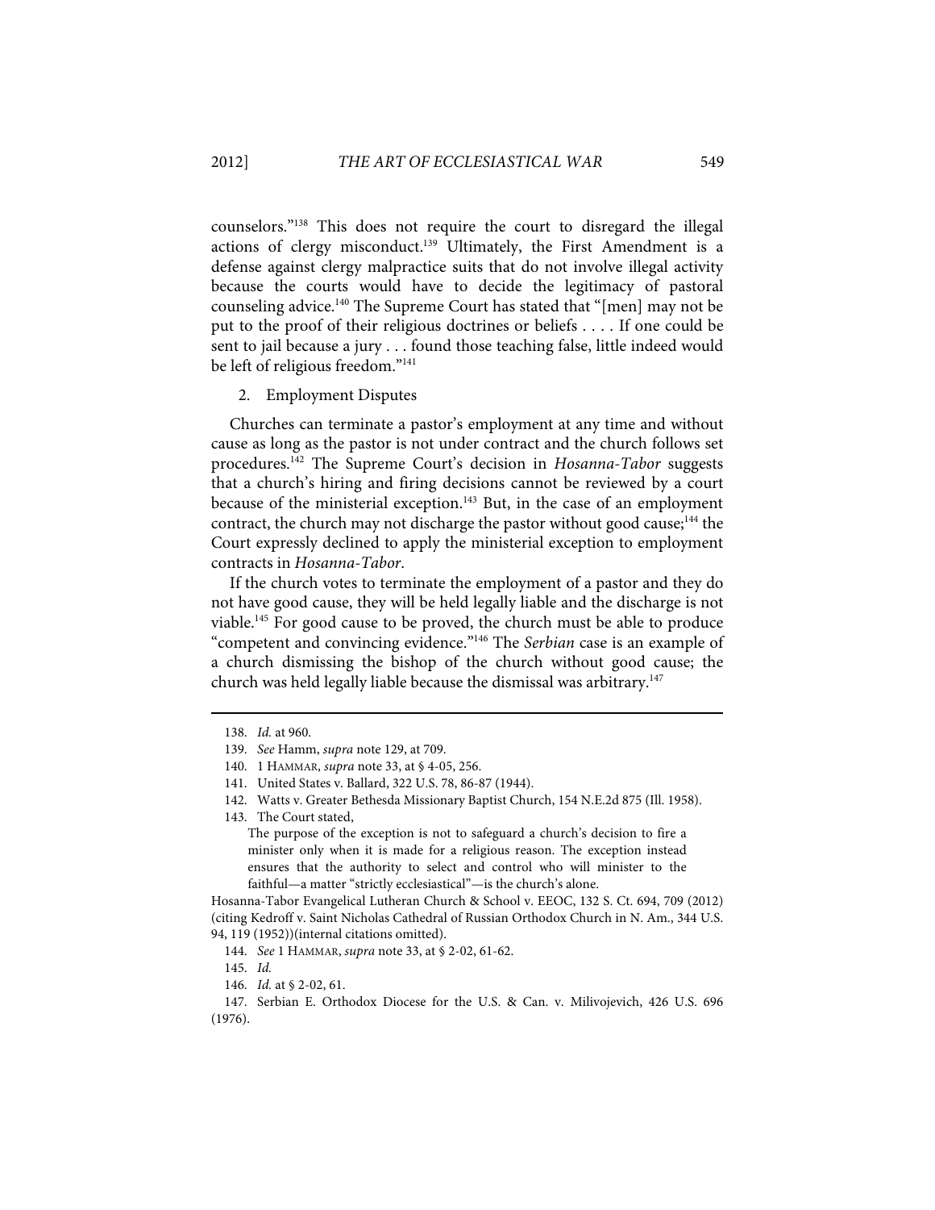counselors."[138] This does not require the court to disregard the illegal actions of clergy misconduct.[139] Ultimately, the First Amendment is a defense against clergy malpractice suits that do not involve illegal activity because the courts would have to decide the legitimacy of pastoral counseling advice.[140] The Supreme Court has stated that "[men] may not be put to the proof of their religious doctrines or beliefs . . . . If one could be sent to jail because a jury . . . found those teaching false, little indeed would be left of religious freedom."[141]

2. Employment Disputes

Churches can terminate a pastor's employment at any time and without cause as long as the pastor is not under contract and the church follows set procedures.[142] The Supreme Court's decision in *Hosanna-Tabor* suggests that a church's hiring and firing decisions cannot be reviewed by a court because of the ministerial exception.[143] But, in the case of an employment contract, the church may not discharge the pastor without good cause;[144] the Court expressly declined to apply the ministerial exception to employment contracts in *Hosanna-Tabor*.

If the church votes to terminate the employment of a pastor and they do not have good cause, they will be held legally liable and the discharge is not viable.[145] For good cause to be proved, the church must be able to produce "competent and convincing evidence."[146] The *Serbian* case is an example of a church dismissing the bishop of the church without good cause; the church was held legally liable because the dismissal was arbitrary.[147]

---

138. *Id.* at 960.

139. *See* Hamm, *supra* note 129, at 709.

140. 1 HAMMAR, *supra* note 33, at § 4-05, 256.

141. United States v. Ballard, 322 U.S. 78, 86-87 (1944).

142. Watts v. Greater Bethesda Missionary Baptist Church, 154 N.E.2d 875 (Ill. 1958).

143. The Court stated,

> The purpose of the exception is not to safeguard a church's decision to fire a minister only when it is made for a religious reason. The exception instead ensures that the authority to select and control who will minister to the faithful—a matter "strictly ecclesiastical"—is the church's alone.

Hosanna-Tabor Evangelical Lutheran Church & School v. EEOC, 132 S. Ct. 694, 709 (2012) (citing Kedroff v. Saint Nicholas Cathedral of Russian Orthodox Church in N. Am., 344 U.S. 94, 119 (1952))(internal citations omitted).

144. *See* 1 HAMMAR, *supra* note 33, at § 2-02, 61-62.

145. *Id.*

146. *Id.* at § 2-02, 61.

147. Serbian E. Orthodox Diocese for the U.S. & Can. v. Milivojevich, 426 U.S. 696 (1976).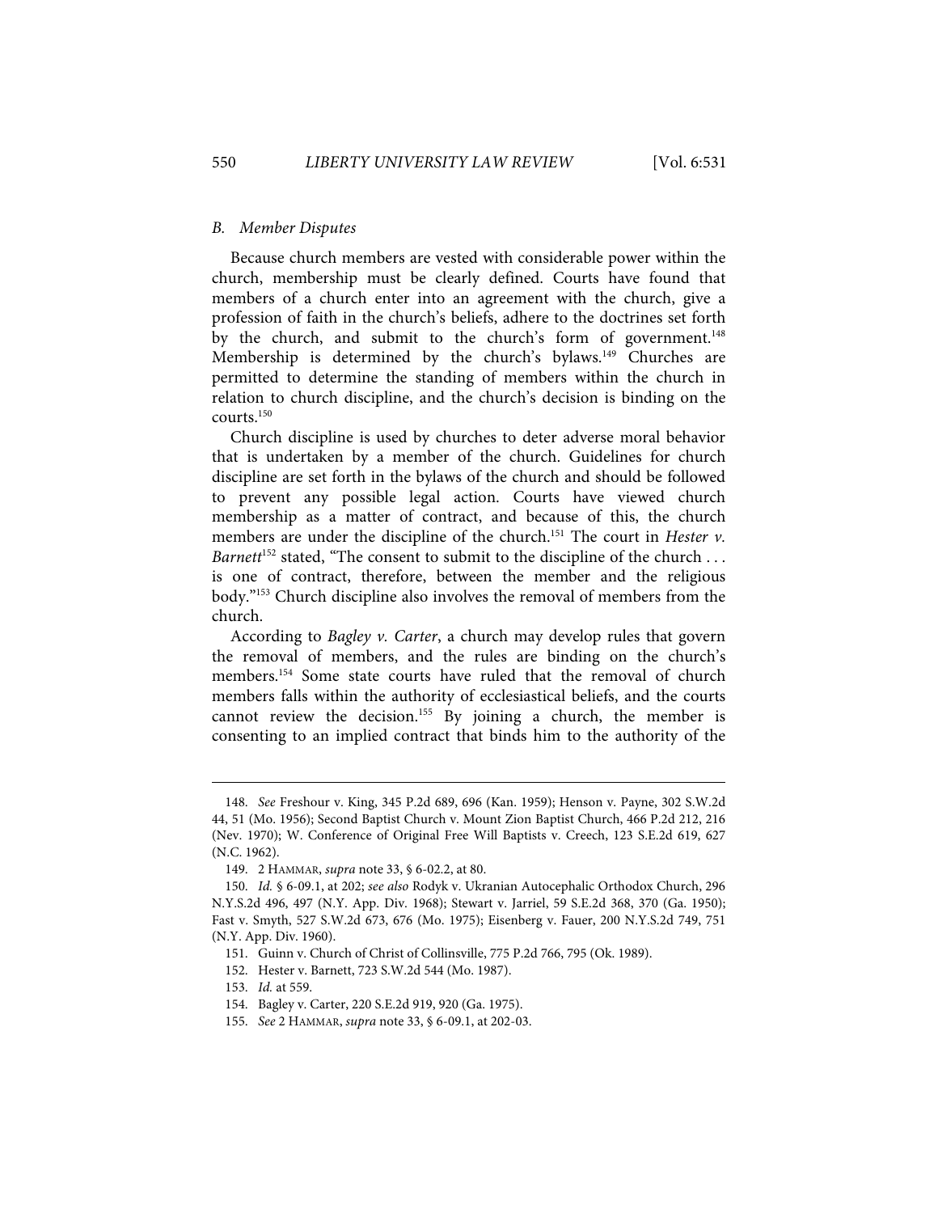### B. Member Disputes

Because church members are vested with considerable power within the church, membership must be clearly defined. Courts have found that members of a church enter into an agreement with the church, give a profession of faith in the church's beliefs, adhere to the doctrines set forth by the church, and submit to the church's form of government.[148] Membership is determined by the church's bylaws.[149] Churches are permitted to determine the standing of members within the church in relation to church discipline, and the church's decision is binding on the courts.[150]

Church discipline is used by churches to deter adverse moral behavior that is undertaken by a member of the church. Guidelines for church discipline are set forth in the bylaws of the church and should be followed to prevent any possible legal action. Courts have viewed church membership as a matter of contract, and because of this, the church members are under the discipline of the church.[151] The court in *Hester v. Barnett*[152] stated, "The consent to submit to the discipline of the church . . . is one of contract, therefore, between the member and the religious body."[153] Church discipline also involves the removal of members from the church.

According to *Bagley v. Carter*, a church may develop rules that govern the removal of members, and the rules are binding on the church's members.[154] Some state courts have ruled that the removal of church members falls within the authority of ecclesiastical beliefs, and the courts cannot review the decision.[155] By joining a church, the member is consenting to an implied contract that binds him to the authority of the

---

148. *See* Freshour v. King, 345 P.2d 689, 696 (Kan. 1959); Henson v. Payne, 302 S.W.2d 44, 51 (Mo. 1956); Second Baptist Church v. Mount Zion Baptist Church, 466 P.2d 212, 216 (Nev. 1970); W. Conference of Original Free Will Baptists v. Creech, 123 S.E.2d 619, 627 (N.C. 1962).

149. 2 HAMMAR, *supra* note 33, § 6-02.2, at 80.

150. *Id.* § 6-09.1, at 202; *see also* Rodyk v. Ukranian Autocephalic Orthodox Church, 296 N.Y.S.2d 496, 497 (N.Y. App. Div. 1968); Stewart v. Jarriel, 59 S.E.2d 368, 370 (Ga. 1950); Fast v. Smyth, 527 S.W.2d 673, 676 (Mo. 1975); Eisenberg v. Fauer, 200 N.Y.S.2d 749, 751 (N.Y. App. Div. 1960).

151. Guinn v. Church of Christ of Collinsville, 775 P.2d 766, 795 (Ok. 1989).

152. Hester v. Barnett, 723 S.W.2d 544 (Mo. 1987).

153. *Id.* at 559.

154. Bagley v. Carter, 220 S.E.2d 919, 920 (Ga. 1975).

155. *See* 2 HAMMAR, *supra* note 33, § 6-09.1, at 202-03.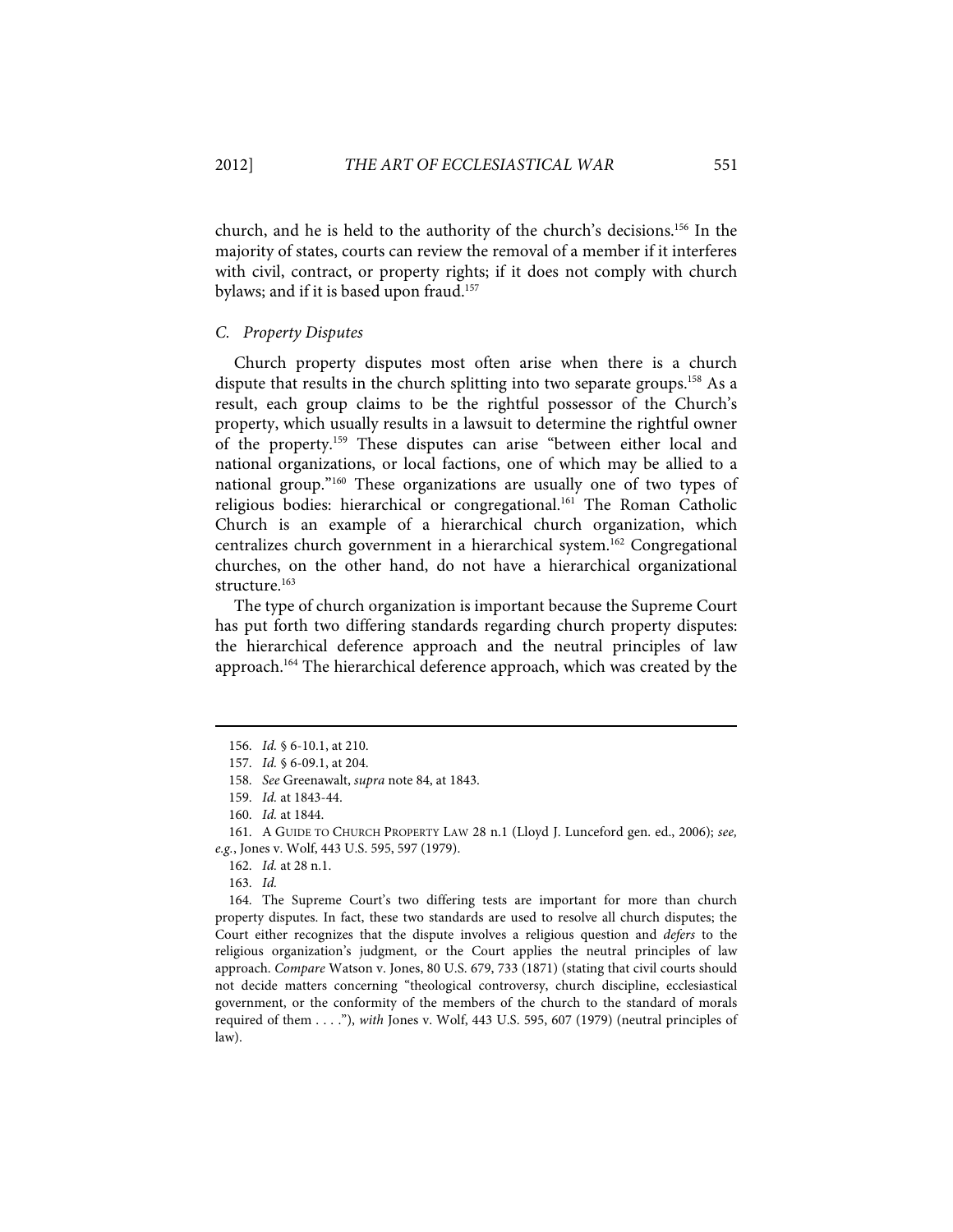church, and he is held to the authority of the church's decisions.[156] In the majority of states, courts can review the removal of a member if it interferes with civil, contract, or property rights; if it does not comply with church bylaws; and if it is based upon fraud.[157]

### *C. Property Disputes*

Church property disputes most often arise when there is a church dispute that results in the church splitting into two separate groups.[158] As a result, each group claims to be the rightful possessor of the Church's property, which usually results in a lawsuit to determine the rightful owner of the property.[159] These disputes can arise "between either local and national organizations, or local factions, one of which may be allied to a national group."[160] These organizations are usually one of two types of religious bodies: hierarchical or congregational.[161] The Roman Catholic Church is an example of a hierarchical church organization, which centralizes church government in a hierarchical system.[162] Congregational churches, on the other hand, do not have a hierarchical organizational structure.[163]

The type of church organization is important because the Supreme Court has put forth two differing standards regarding church property disputes: the hierarchical deference approach and the neutral principles of law approach.[164] The hierarchical deference approach, which was created by the

---

156. *Id.* § 6-10.1, at 210.

157. *Id.* § 6-09.1, at 204.

158. *See* Greenawalt, *supra* note 84, at 1843.

159. *Id.* at 1843-44.

160. *Id.* at 1844.

161. A GUIDE TO CHURCH PROPERTY LAW 28 n.1 (Lloyd J. Lunceford gen. ed., 2006); *see, e.g.*, Jones v. Wolf, 443 U.S. 595, 597 (1979).

162. *Id.* at 28 n.1.

163. *Id.*

164. The Supreme Court's two differing tests are important for more than church property disputes. In fact, these two standards are used to resolve all church disputes; the Court either recognizes that the dispute involves a religious question and *defers* to the religious organization's judgment, or the Court applies the neutral principles of law approach. *Compare* Watson v. Jones, 80 U.S. 679, 733 (1871) (stating that civil courts should not decide matters concerning "theological controversy, church discipline, ecclesiastical government, or the conformity of the members of the church to the standard of morals required of them . . . ."), *with* Jones v. Wolf, 443 U.S. 595, 607 (1979) (neutral principles of law).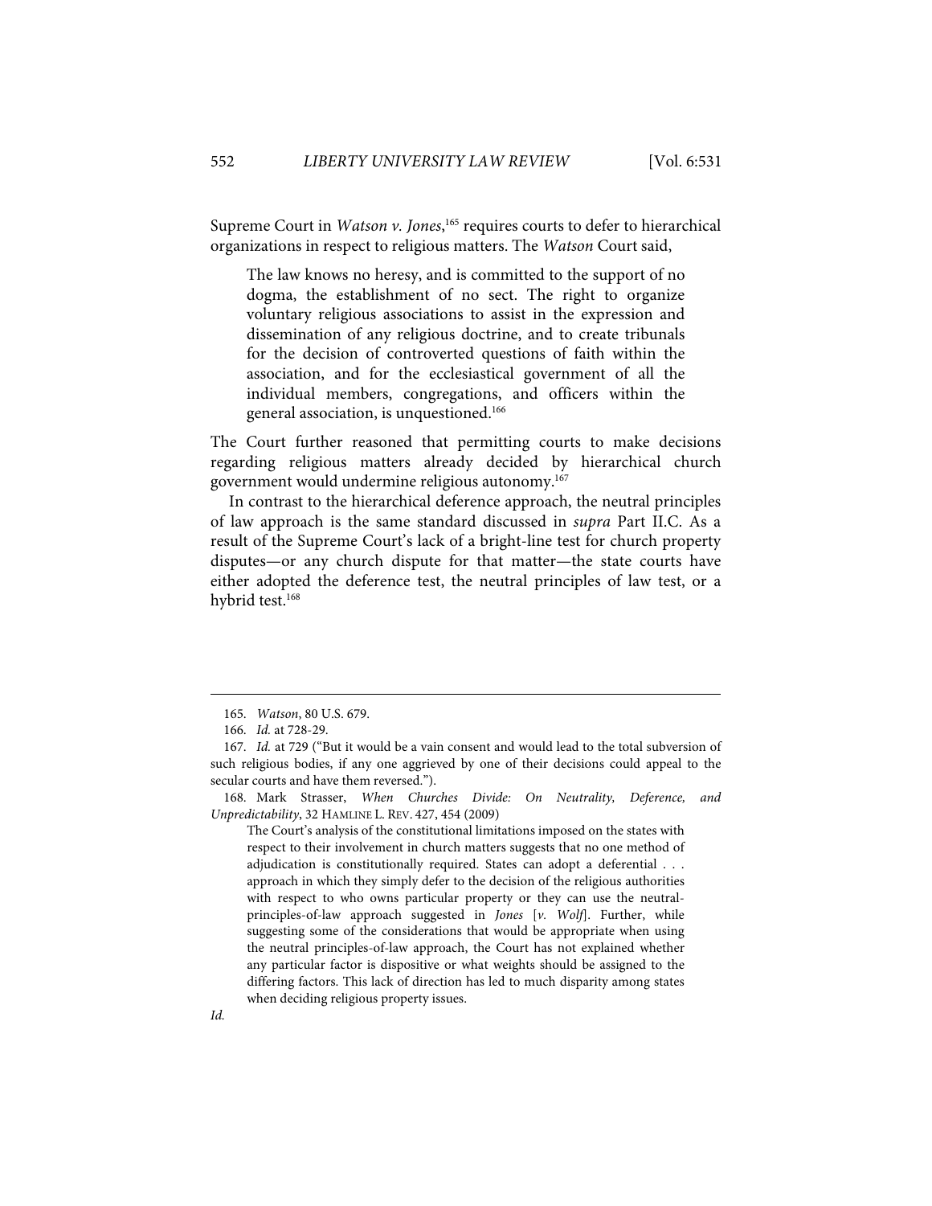Supreme Court in *Watson v. Jones*,[165] requires courts to defer to hierarchical organizations in respect to religious matters. The *Watson* Court said,

> The law knows no heresy, and is committed to the support of no dogma, the establishment of no sect. The right to organize voluntary religious associations to assist in the expression and dissemination of any religious doctrine, and to create tribunals for the decision of controverted questions of faith within the association, and for the ecclesiastical government of all the individual members, congregations, and officers within the general association, is unquestioned.[166]

The Court further reasoned that permitting courts to make decisions regarding religious matters already decided by hierarchical church government would undermine religious autonomy.[167]

In contrast to the hierarchical deference approach, the neutral principles of law approach is the same standard discussed in *supra* Part II.C. As a result of the Supreme Court's lack of a bright-line test for church property disputes—or any church dispute for that matter—the state courts have either adopted the deference test, the neutral principles of law test, or a hybrid test.[168]

---

165. *Watson*, 80 U.S. 679.

166. *Id.* at 728-29.

167. *Id.* at 729 ("But it would be a vain consent and would lead to the total subversion of such religious bodies, if any one aggrieved by one of their decisions could appeal to the secular courts and have them reversed.").

168. Mark Strasser, *When Churches Divide: On Neutrality, Deference, and Unpredictability*, 32 HAMLINE L. REV. 427, 454 (2009)

> The Court's analysis of the constitutional limitations imposed on the states with respect to their involvement in church matters suggests that no one method of adjudication is constitutionally required. States can adopt a deferential . . . approach in which they simply defer to the decision of the religious authorities with respect to who owns particular property or they can use the neutral-principles-of-law approach suggested in *Jones* [*v. Wolf*]. Further, while suggesting some of the considerations that would be appropriate when using the neutral principles-of-law approach, the Court has not explained whether any particular factor is dispositive or what weights should be assigned to the differing factors. This lack of direction has led to much disparity among states when deciding religious property issues.

*Id.*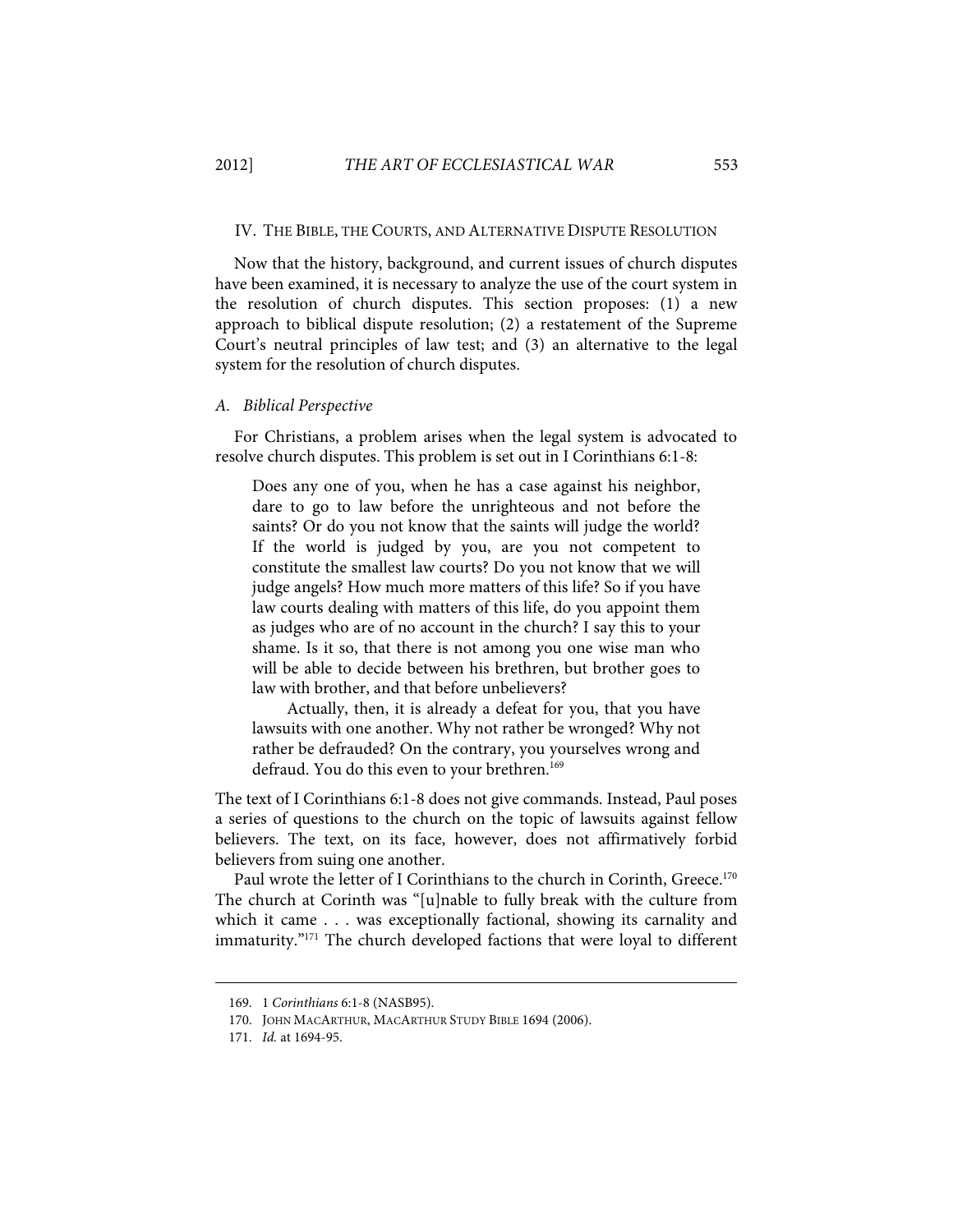## IV. THE BIBLE, THE COURTS, AND ALTERNATIVE DISPUTE RESOLUTION

Now that the history, background, and current issues of church disputes have been examined, it is necessary to analyze the use of the court system in the resolution of church disputes. This section proposes: (1) a new approach to biblical dispute resolution; (2) a restatement of the Supreme Court's neutral principles of law test; and (3) an alternative to the legal system for the resolution of church disputes.

### *A. Biblical Perspective*

For Christians, a problem arises when the legal system is advocated to resolve church disputes. This problem is set out in I Corinthians 6:1-8:

> Does any one of you, when he has a case against his neighbor, dare to go to law before the unrighteous and not before the saints? Or do you not know that the saints will judge the world? If the world is judged by you, are you not competent to constitute the smallest law courts? Do you not know that we will judge angels? How much more matters of this life? So if you have law courts dealing with matters of this life, do you appoint them as judges who are of no account in the church? I say this to your shame. Is it so, that there is not among you one wise man who will be able to decide between his brethren, but brother goes to law with brother, and that before unbelievers?
>
> Actually, then, it is already a defeat for you, that you have lawsuits with one another. Why not rather be wronged? Why not rather be defrauded? On the contrary, you yourselves wrong and defraud. You do this even to your brethren.[169]

The text of I Corinthians 6:1-8 does not give commands. Instead, Paul poses a series of questions to the church on the topic of lawsuits against fellow believers. The text, on its face, however, does not affirmatively forbid believers from suing one another.

Paul wrote the letter of I Corinthians to the church in Corinth, Greece.[170] The church at Corinth was "[u]nable to fully break with the culture from which it came . . . was exceptionally factional, showing its carnality and immaturity."[171] The church developed factions that were loyal to different

---

169. 1 *Corinthians* 6:1-8 (NASB95).

170. JOHN MACARTHUR, MACARTHUR STUDY BIBLE 1694 (2006).

171. *Id.* at 1694-95.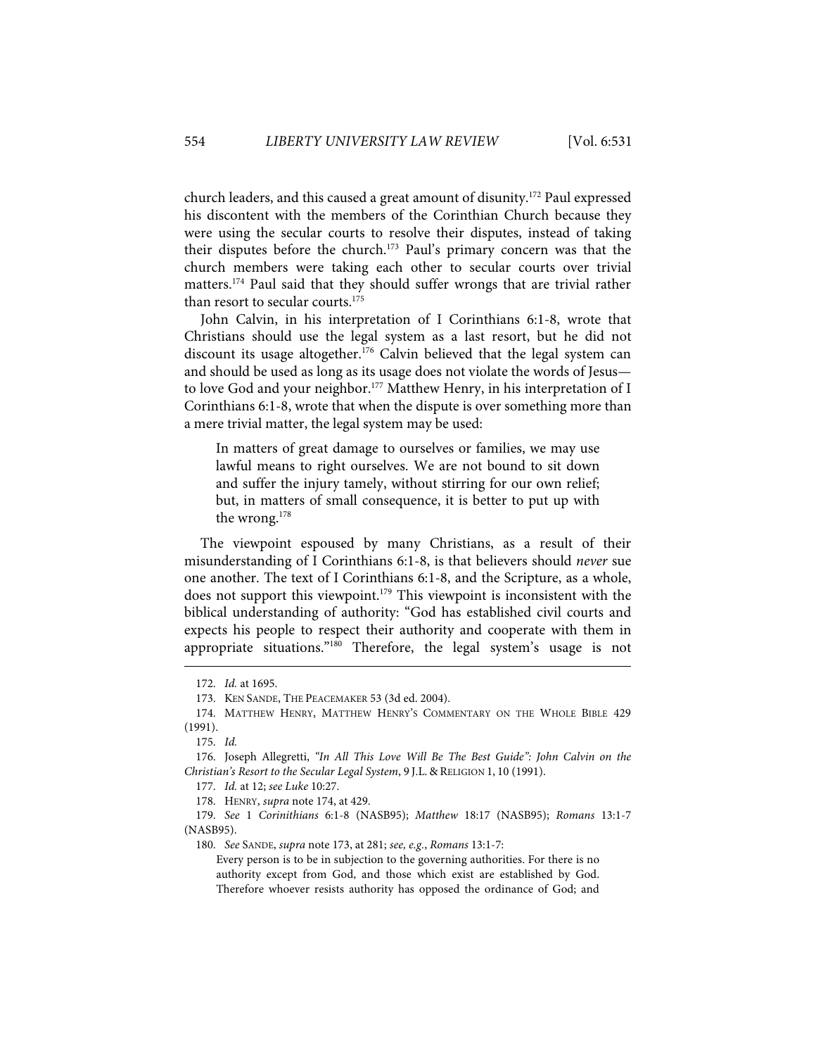church leaders, and this caused a great amount of disunity.[172] Paul expressed his discontent with the members of the Corinthian Church because they were using the secular courts to resolve their disputes, instead of taking their disputes before the church.[173] Paul's primary concern was that the church members were taking each other to secular courts over trivial matters.[174] Paul said that they should suffer wrongs that are trivial rather than resort to secular courts.[175]

John Calvin, in his interpretation of I Corinthians 6:1-8, wrote that Christians should use the legal system as a last resort, but he did not discount its usage altogether.[176] Calvin believed that the legal system can and should be used as long as its usage does not violate the words of Jesus—to love God and your neighbor.[177] Matthew Henry, in his interpretation of I Corinthians 6:1-8, wrote that when the dispute is over something more than a mere trivial matter, the legal system may be used:

> In matters of great damage to ourselves or families, we may use lawful means to right ourselves. We are not bound to sit down and suffer the injury tamely, without stirring for our own relief; but, in matters of small consequence, it is better to put up with the wrong.[178]

The viewpoint espoused by many Christians, as a result of their misunderstanding of I Corinthians 6:1-8, is that believers should *never* sue one another. The text of I Corinthians 6:1-8, and the Scripture, as a whole, does not support this viewpoint.[179] This viewpoint is inconsistent with the biblical understanding of authority: "God has established civil courts and expects his people to respect their authority and cooperate with them in appropriate situations."[180] Therefore, the legal system's usage is not

---

172. *Id.* at 1695.

173. KEN SANDE, THE PEACEMAKER 53 (3d ed. 2004).

174. MATTHEW HENRY, MATTHEW HENRY'S COMMENTARY ON THE WHOLE BIBLE 429 (1991).

175. *Id.*

176. Joseph Allegretti, *"In All This Love Will Be The Best Guide": John Calvin on the Christian's Resort to the Secular Legal System*, 9 J.L. & RELIGION 1, 10 (1991).

177. *Id.* at 12; *see Luke* 10:27.

178. HENRY, *supra* note 174, at 429.

179. *See* 1 *Corinithians* 6:1-8 (NASB95); *Matthew* 18:17 (NASB95); *Romans* 13:1-7 (NASB95).

180. *See* SANDE, *supra* note 173, at 281; *see, e.g.*, *Romans* 13:1-7:

> Every person is to be in subjection to the governing authorities. For there is no authority except from God, and those which exist are established by God. Therefore whoever resists authority has opposed the ordinance of God; and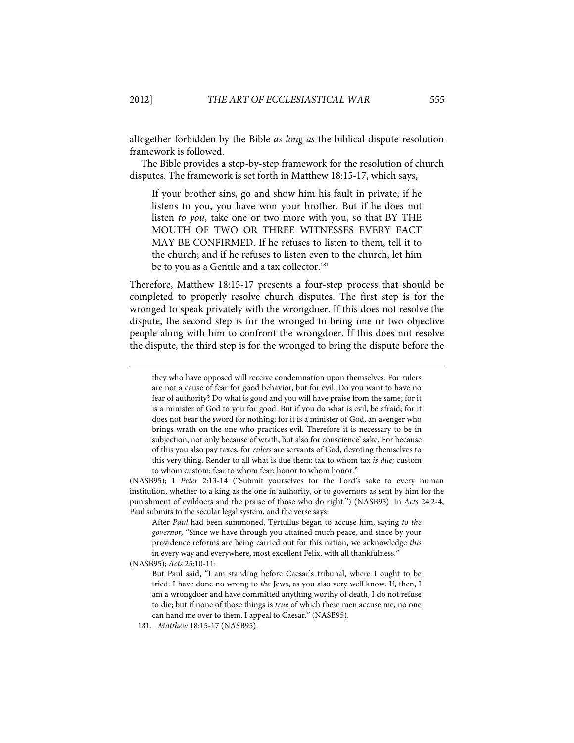altogether forbidden by the Bible *as long as* the biblical dispute resolution framework is followed.

The Bible provides a step-by-step framework for the resolution of church disputes. The framework is set forth in Matthew 18:15-17, which says,

> If your brother sins, go and show him his fault in private; if he listens to you, you have won your brother. But if he does not listen *to you*, take one or two more with you, so that BY THE MOUTH OF TWO OR THREE WITNESSES EVERY FACT MAY BE CONFIRMED. If he refuses to listen to them, tell it to the church; and if he refuses to listen even to the church, let him be to you as a Gentile and a tax collector.[181]

Therefore, Matthew 18:15-17 presents a four-step process that should be completed to properly resolve church disputes. The first step is for the wronged to speak privately with the wrongdoer. If this does not resolve the dispute, the second step is for the wronged to bring one or two objective people along with him to confront the wrongdoer. If this does not resolve the dispute, the third step is for the wronged to bring the dispute before the

---

> they who have opposed will receive condemnation upon themselves. For rulers are not a cause of fear for good behavior, but for evil. Do you want to have no fear of authority? Do what is good and you will have praise from the same; for it is a minister of God to you for good. But if you do what is evil, be afraid; for it does not bear the sword for nothing; for it is a minister of God, an avenger who brings wrath on the one who practices evil. Therefore it is necessary to be in subjection, not only because of wrath, but also for conscience' sake. For because of this you also pay taxes, for *rulers* are servants of God, devoting themselves to this very thing. Render to all what is due them: tax to whom tax *is due;* custom to whom custom; fear to whom fear; honor to whom honor."

(NASB95); 1 *Peter* 2:13-14 ("Submit yourselves for the Lord's sake to every human institution, whether to a king as the one in authority, or to governors as sent by him for the punishment of evildoers and the praise of those who do right.") (NASB95). In *Acts* 24:2-4, Paul submits to the secular legal system, and the verse says:

> After *Paul* had been summoned, Tertullus began to accuse him, saying *to the governor,* "Since we have through you attained much peace, and since by your providence reforms are being carried out for this nation, we acknowledge *this* in every way and everywhere, most excellent Felix, with all thankfulness."

(NASB95); *Acts* 25:10-11:

> But Paul said, "I am standing before Caesar's tribunal, where I ought to be tried. I have done no wrong to *the* Jews, as you also very well know. If, then, I am a wrongdoer and have committed anything worthy of death, I do not refuse to die; but if none of those things is *true* of which these men accuse me, no one can hand me over to them. I appeal to Caesar." (NASB95).

181. *Matthew* 18:15-17 (NASB95).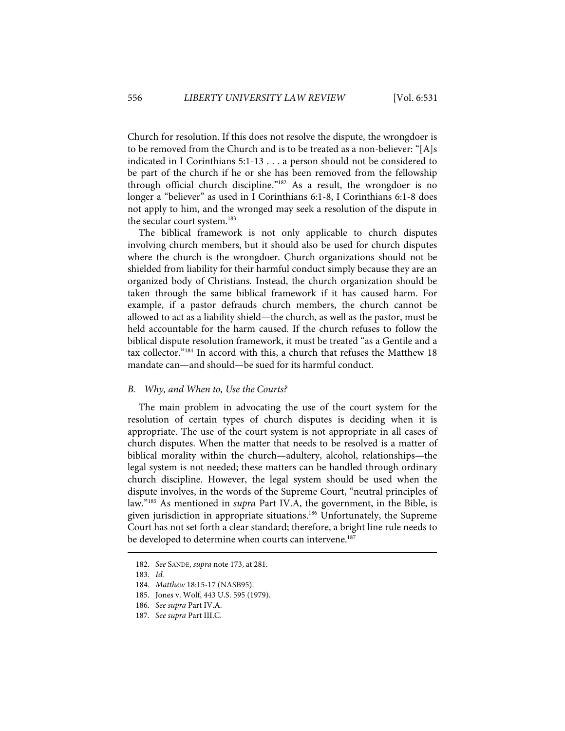Church for resolution. If this does not resolve the dispute, the wrongdoer is to be removed from the Church and is to be treated as a non-believer: "[A]s indicated in I Corinthians 5:1-13 . . . a person should not be considered to be part of the church if he or she has been removed from the fellowship through official church discipline."[182] As a result, the wrongdoer is no longer a "believer" as used in I Corinthians 6:1-8, I Corinthians 6:1-8 does not apply to him, and the wronged may seek a resolution of the dispute in the secular court system.[183]

The biblical framework is not only applicable to church disputes involving church members, but it should also be used for church disputes where the church is the wrongdoer. Church organizations should not be shielded from liability for their harmful conduct simply because they are an organized body of Christians. Instead, the church organization should be taken through the same biblical framework if it has caused harm. For example, if a pastor defrauds church members, the church cannot be allowed to act as a liability shield—the church, as well as the pastor, must be held accountable for the harm caused. If the church refuses to follow the biblical dispute resolution framework, it must be treated "as a Gentile and a tax collector."[184] In accord with this, a church that refuses the Matthew 18 mandate can—and should—be sued for its harmful conduct.

### *B. Why, and When to, Use the Courts?*

The main problem in advocating the use of the court system for the resolution of certain types of church disputes is deciding when it is appropriate. The use of the court system is not appropriate in all cases of church disputes. When the matter that needs to be resolved is a matter of biblical morality within the church—adultery, alcohol, relationships—the legal system is not needed; these matters can be handled through ordinary church discipline. However, the legal system should be used when the dispute involves, in the words of the Supreme Court, "neutral principles of law."[185] As mentioned in *supra* Part IV.A, the government, in the Bible, is given jurisdiction in appropriate situations.[186] Unfortunately, the Supreme Court has not set forth a clear standard; therefore, a bright line rule needs to be developed to determine when courts can intervene.[187]

---

182. *See* SANDE, *supra* note 173, at 281.

183. *Id.*

184. *Matthew* 18:15-17 (NASB95).

185. Jones v. Wolf, 443 U.S. 595 (1979).

186. *See supra* Part IV.A.

187. *See supra* Part III.C.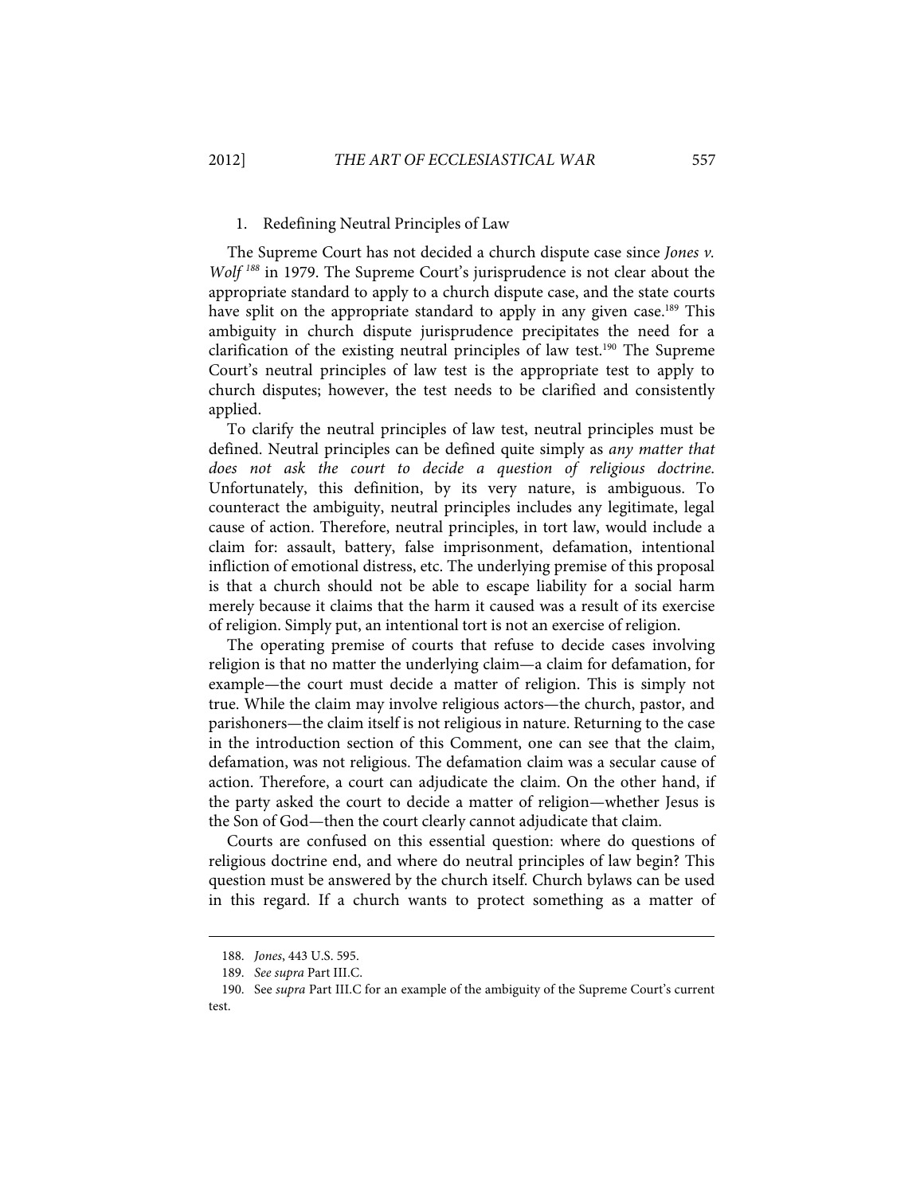1. Redefining Neutral Principles of Law

The Supreme Court has not decided a church dispute case since *Jones v. Wolf* [188] in 1979. The Supreme Court's jurisprudence is not clear about the appropriate standard to apply to a church dispute case, and the state courts have split on the appropriate standard to apply in any given case.[189] This ambiguity in church dispute jurisprudence precipitates the need for a clarification of the existing neutral principles of law test.[190] The Supreme Court's neutral principles of law test is the appropriate test to apply to church disputes; however, the test needs to be clarified and consistently applied.

To clarify the neutral principles of law test, neutral principles must be defined. Neutral principles can be defined quite simply as *any matter that does not ask the court to decide a question of religious doctrine.* Unfortunately, this definition, by its very nature, is ambiguous. To counteract the ambiguity, neutral principles includes any legitimate, legal cause of action. Therefore, neutral principles, in tort law, would include a claim for: assault, battery, false imprisonment, defamation, intentional infliction of emotional distress, etc. The underlying premise of this proposal is that a church should not be able to escape liability for a social harm merely because it claims that the harm it caused was a result of its exercise of religion. Simply put, an intentional tort is not an exercise of religion.

The operating premise of courts that refuse to decide cases involving religion is that no matter the underlying claim—a claim for defamation, for example—the court must decide a matter of religion. This is simply not true. While the claim may involve religious actors—the church, pastor, and parishioners—the claim itself is not religious in nature. Returning to the case in the introduction section of this Comment, one can see that the claim, defamation, was not religious. The defamation claim was a secular cause of action. Therefore, a court can adjudicate the claim. On the other hand, if the party asked the court to decide a matter of religion—whether Jesus is the Son of God—then the court clearly cannot adjudicate that claim.

Courts are confused on this essential question: where do questions of religious doctrine end, and where do neutral principles of law begin? This question must be answered by the church itself. Church bylaws can be used in this regard. If a church wants to protect something as a matter of

---

188. *Jones*, 443 U.S. 595.

189. *See supra* Part III.C.

190. See *supra* Part III.C for an example of the ambiguity of the Supreme Court's current test.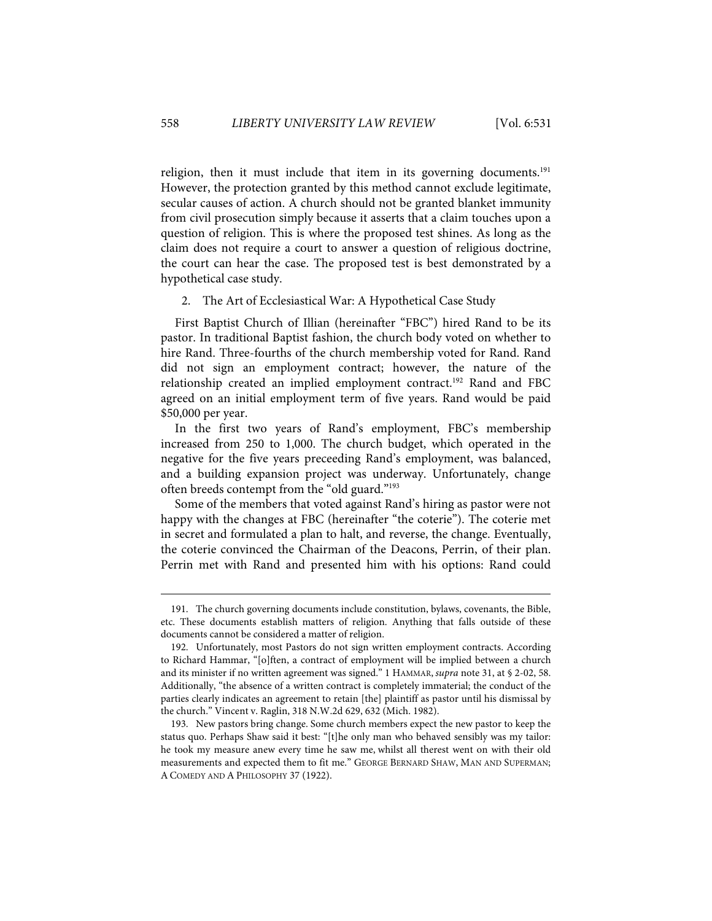religion, then it must include that item in its governing documents.[191] However, the protection granted by this method cannot exclude legitimate, secular causes of action. A church should not be granted blanket immunity from civil prosecution simply because it asserts that a claim touches upon a question of religion. This is where the proposed test shines. As long as the claim does not require a court to answer a question of religious doctrine, the court can hear the case. The proposed test is best demonstrated by a hypothetical case study.

### 2. The Art of Ecclesiastical War: A Hypothetical Case Study

First Baptist Church of Illian (hereinafter "FBC") hired Rand to be its pastor. In traditional Baptist fashion, the church body voted on whether to hire Rand. Three-fourths of the church membership voted for Rand. Rand did not sign an employment contract; however, the nature of the relationship created an implied employment contract.[192] Rand and FBC agreed on an initial employment term of five years. Rand would be paid \$50,000 per year.

In the first two years of Rand's employment, FBC's membership increased from 250 to 1,000. The church budget, which operated in the negative for the five years preceeding Rand's employment, was balanced, and a building expansion project was underway. Unfortunately, change often breeds contempt from the "old guard."[193]

Some of the members that voted against Rand's hiring as pastor were not happy with the changes at FBC (hereinafter "the coterie"). The coterie met in secret and formulated a plan to halt, and reverse, the change. Eventually, the coterie convinced the Chairman of the Deacons, Perrin, of their plan. Perrin met with Rand and presented him with his options: Rand could

---

191. The church governing documents include constitution, bylaws, covenants, the Bible, etc. These documents establish matters of religion. Anything that falls outside of these documents cannot be considered a matter of religion.

192. Unfortunately, most Pastors do not sign written employment contracts. According to Richard Hammar, "[o]ften, a contract of employment will be implied between a church and its minister if no written agreement was signed." 1 HAMMAR, *supra* note 31, at § 2-02, 58. Additionally, "the absence of a written contract is completely immaterial; the conduct of the parties clearly indicates an agreement to retain [the] plaintiff as pastor until his dismissal by the church." Vincent v. Raglin, 318 N.W.2d 629, 632 (Mich. 1982).

193. New pastors bring change. Some church members expect the new pastor to keep the status quo. Perhaps Shaw said it best: "[t]he only man who behaved sensibly was my tailor: he took my measure anew every time he saw me, whilst all therest went on with their old measurements and expected them to fit me." GEORGE BERNARD SHAW, MAN AND SUPERMAN; A COMEDY AND A PHILOSOPHY 37 (1922).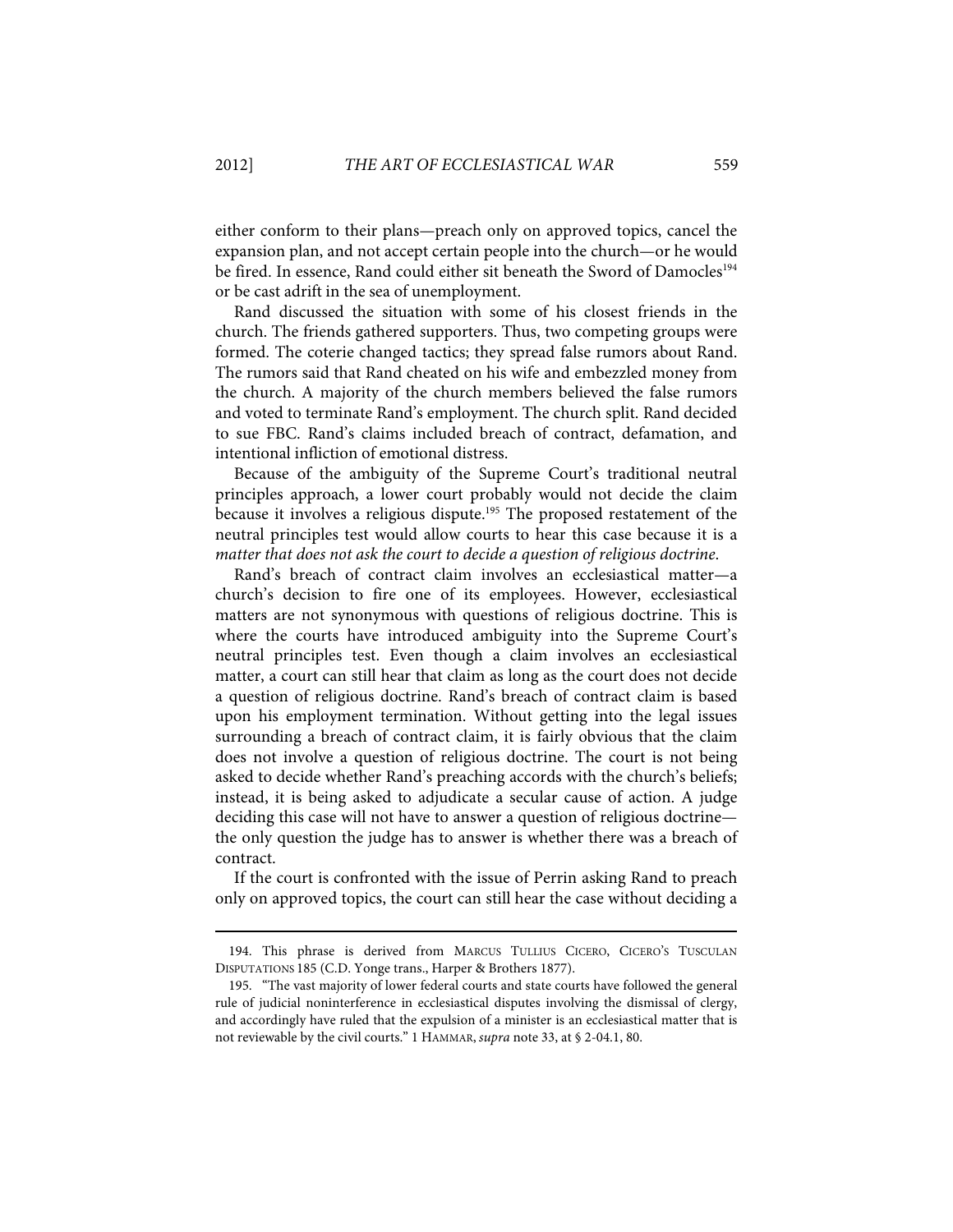either conform to their plans—preach only on approved topics, cancel the expansion plan, and not accept certain people into the church—or he would be fired. In essence, Rand could either sit beneath the Sword of Damocles[194] or be cast adrift in the sea of unemployment.

Rand discussed the situation with some of his closest friends in the church. The friends gathered supporters. Thus, two competing groups were formed. The coterie changed tactics; they spread false rumors about Rand. The rumors said that Rand cheated on his wife and embezzled money from the church. A majority of the church members believed the false rumors and voted to terminate Rand's employment. The church split. Rand decided to sue FBC. Rand's claims included breach of contract, defamation, and intentional infliction of emotional distress.

Because of the ambiguity of the Supreme Court's traditional neutral principles approach, a lower court probably would not decide the claim because it involves a religious dispute.[195] The proposed restatement of the neutral principles test would allow courts to hear this case because it is a *matter that does not ask the court to decide a question of religious doctrine*.

Rand's breach of contract claim involves an ecclesiastical matter—a church's decision to fire one of its employees. However, ecclesiastical matters are not synonymous with questions of religious doctrine. This is where the courts have introduced ambiguity into the Supreme Court's neutral principles test. Even though a claim involves an ecclesiastical matter, a court can still hear that claim as long as the court does not decide a question of religious doctrine. Rand's breach of contract claim is based upon his employment termination. Without getting into the legal issues surrounding a breach of contract claim, it is fairly obvious that the claim does not involve a question of religious doctrine. The court is not being asked to decide whether Rand's preaching accords with the church's beliefs; instead, it is being asked to adjudicate a secular cause of action. A judge deciding this case will not have to answer a question of religious doctrine—the only question the judge has to answer is whether there was a breach of contract.

If the court is confronted with the issue of Perrin asking Rand to preach only on approved topics, the court can still hear the case without deciding a

194. This phrase is derived from MARCUS TULLIUS CICERO, CICERO'S TUSCULAN DISPUTATIONS 185 (C.D. Yonge trans., Harper & Brothers 1877).

195. "The vast majority of lower federal courts and state courts have followed the general rule of judicial noninterference in ecclesiastical disputes involving the dismissal of clergy, and accordingly have ruled that the expulsion of a minister is an ecclesiastical matter that is not reviewable by the civil courts." 1 HAMMAR, *supra* note 33, at § 2-04.1, 80.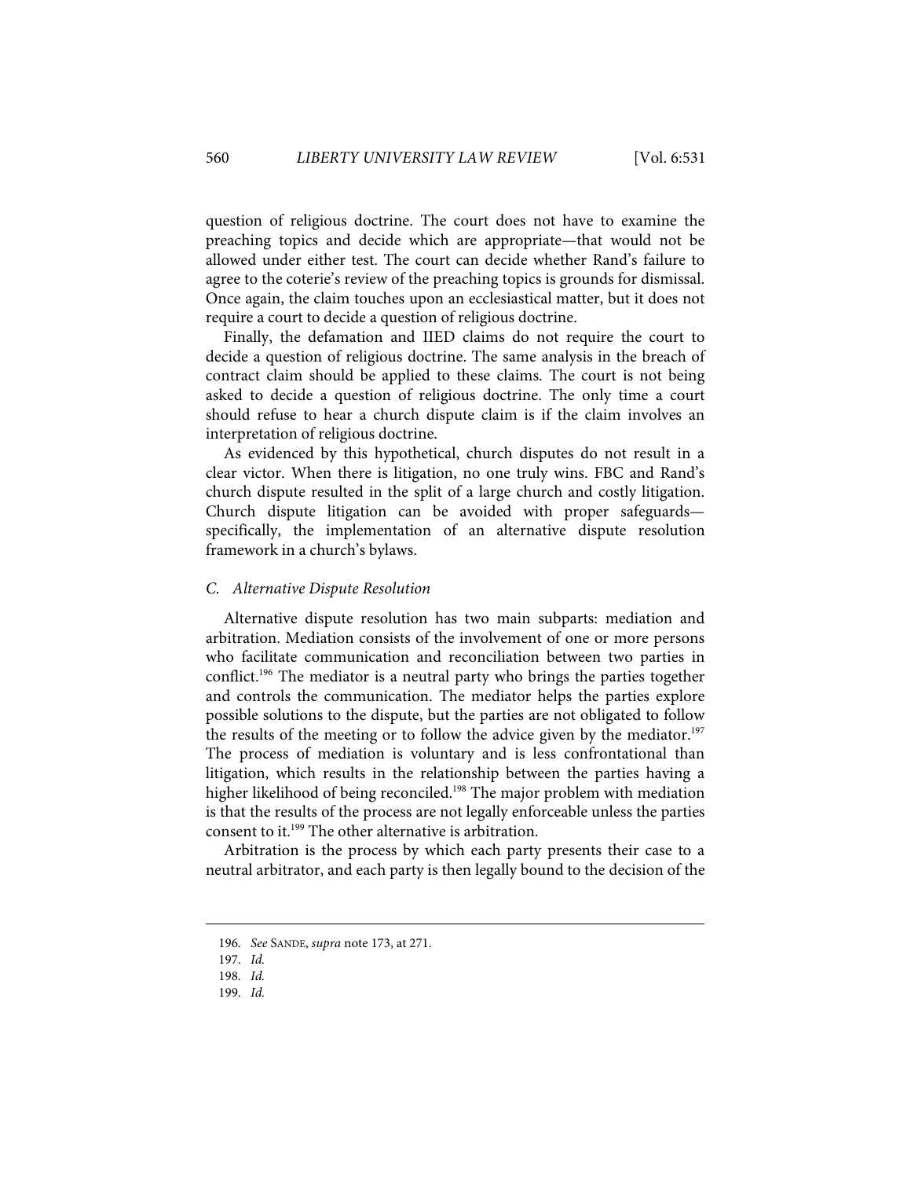question of religious doctrine. The court does not have to examine the preaching topics and decide which are appropriate—that would not be allowed under either test. The court can decide whether Rand's failure to agree to the coterie's review of the preaching topics is grounds for dismissal. Once again, the claim touches upon an ecclesiastical matter, but it does not require a court to decide a question of religious doctrine.

Finally, the defamation and IIED claims do not require the court to decide a question of religious doctrine. The same analysis in the breach of contract claim should be applied to these claims. The court is not being asked to decide a question of religious doctrine. The only time a court should refuse to hear a church dispute claim is if the claim involves an interpretation of religious doctrine.

As evidenced by this hypothetical, church disputes do not result in a clear victor. When there is litigation, no one truly wins. FBC and Rand's church dispute resulted in the split of a large church and costly litigation. Church dispute litigation can be avoided with proper safeguards—specifically, the implementation of an alternative dispute resolution framework in a church's bylaws.

### *C. Alternative Dispute Resolution*

Alternative dispute resolution has two main subparts: mediation and arbitration. Mediation consists of the involvement of one or more persons who facilitate communication and reconciliation between two parties in conflict.[196] The mediator is a neutral party who brings the parties together and controls the communication. The mediator helps the parties explore possible solutions to the dispute, but the parties are not obligated to follow the results of the meeting or to follow the advice given by the mediator.[197] The process of mediation is voluntary and is less confrontational than litigation, which results in the relationship between the parties having a higher likelihood of being reconciled.[198] The major problem with mediation is that the results of the process are not legally enforceable unless the parties consent to it.[199] The other alternative is arbitration.

Arbitration is the process by which each party presents their case to a neutral arbitrator, and each party is then legally bound to the decision of the

---

196. *See* SANDE, *supra* note 173, at 271.

197. *Id.*

198. *Id.*

199. *Id.*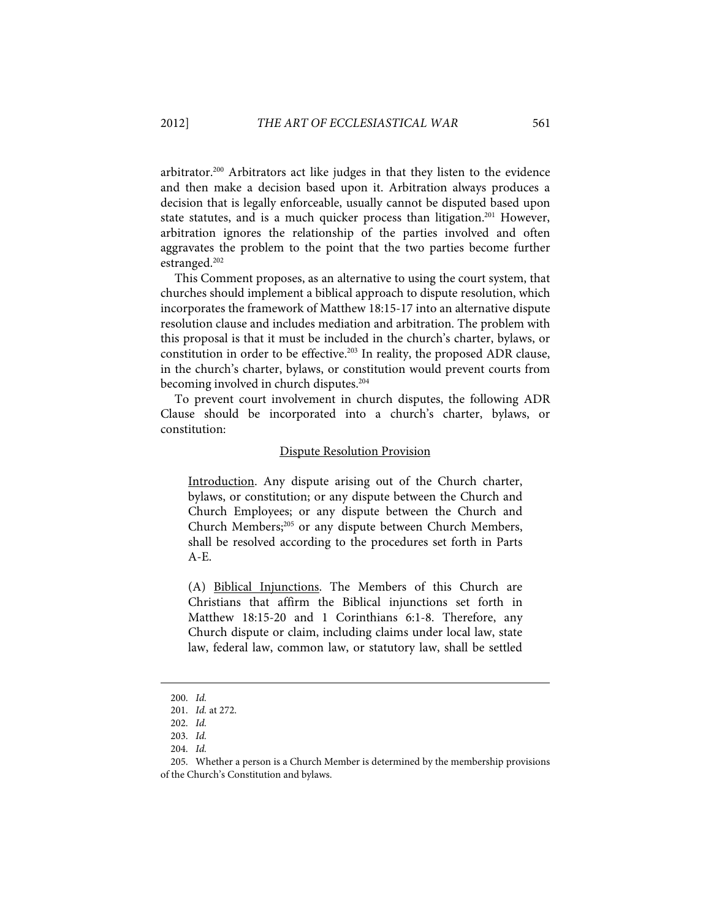arbitrator.[200] Arbitrators act like judges in that they listen to the evidence and then make a decision based upon it. Arbitration always produces a decision that is legally enforceable, usually cannot be disputed based upon state statutes, and is a much quicker process than litigation.[201] However, arbitration ignores the relationship of the parties involved and often aggravates the problem to the point that the two parties become further estranged.[202]

This Comment proposes, as an alternative to using the court system, that churches should implement a biblical approach to dispute resolution, which incorporates the framework of Matthew 18:15-17 into an alternative dispute resolution clause and includes mediation and arbitration. The problem with this proposal is that it must be included in the church's charter, bylaws, or constitution in order to be effective.[203] In reality, the proposed ADR clause, in the church's charter, bylaws, or constitution would prevent courts from becoming involved in church disputes.[204]

To prevent court involvement in church disputes, the following ADR Clause should be incorporated into a church's charter, bylaws, or constitution:

<u>Dispute Resolution Provision</u>

> <u>Introduction</u>. Any dispute arising out of the Church charter, bylaws, or constitution; or any dispute between the Church and Church Employees; or any dispute between the Church and Church Members;[205] or any dispute between Church Members, shall be resolved according to the procedures set forth in Parts A-E.
>
> (A) <u>Biblical Injunctions</u>. The Members of this Church are Christians that affirm the Biblical injunctions set forth in Matthew 18:15-20 and 1 Corinthians 6:1-8. Therefore, any Church dispute or claim, including claims under local law, state law, federal law, common law, or statutory law, shall be settled

---

200. *Id.*

201. *Id.* at 272.

202. *Id.*

203. *Id.*

204. *Id.*

205. Whether a person is a Church Member is determined by the membership provisions of the Church's Constitution and bylaws.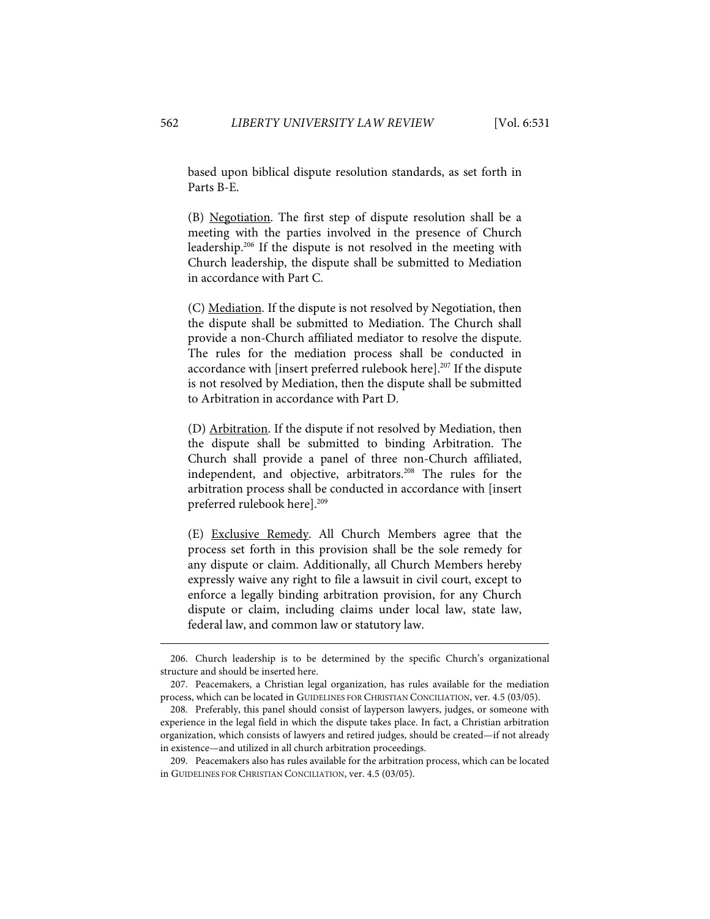based upon biblical dispute resolution standards, as set forth in Parts B-E.

(B) Negotiation. The first step of dispute resolution shall be a meeting with the parties involved in the presence of Church leadership.[206] If the dispute is not resolved in the meeting with Church leadership, the dispute shall be submitted to Mediation in accordance with Part C.

(C) Mediation. If the dispute is not resolved by Negotiation, then the dispute shall be submitted to Mediation. The Church shall provide a non-Church affiliated mediator to resolve the dispute. The rules for the mediation process shall be conducted in accordance with [insert preferred rulebook here].[207] If the dispute is not resolved by Mediation, then the dispute shall be submitted to Arbitration in accordance with Part D.

(D) Arbitration. If the dispute if not resolved by Mediation, then the dispute shall be submitted to binding Arbitration. The Church shall provide a panel of three non-Church affiliated, independent, and objective, arbitrators.[208] The rules for the arbitration process shall be conducted in accordance with [insert preferred rulebook here].[209]

(E) Exclusive Remedy. All Church Members agree that the process set forth in this provision shall be the sole remedy for any dispute or claim. Additionally, all Church Members hereby expressly waive any right to file a lawsuit in civil court, except to enforce a legally binding arbitration provision, for any Church dispute or claim, including claims under local law, state law, federal law, and common law or statutory law.

---

206. Church leadership is to be determined by the specific Church's organizational structure and should be inserted here.

207. Peacemakers, a Christian legal organization, has rules available for the mediation process, which can be located in GUIDELINES FOR CHRISTIAN CONCILIATION, ver. 4.5 (03/05).

208. Preferably, this panel should consist of layperson lawyers, judges, or someone with experience in the legal field in which the dispute takes place. In fact, a Christian arbitration organization, which consists of lawyers and retired judges, should be created—if not already in existence—and utilized in all church arbitration proceedings.

209. Peacemakers also has rules available for the arbitration process, which can be located in GUIDELINES FOR CHRISTIAN CONCILIATION, ver. 4.5 (03/05).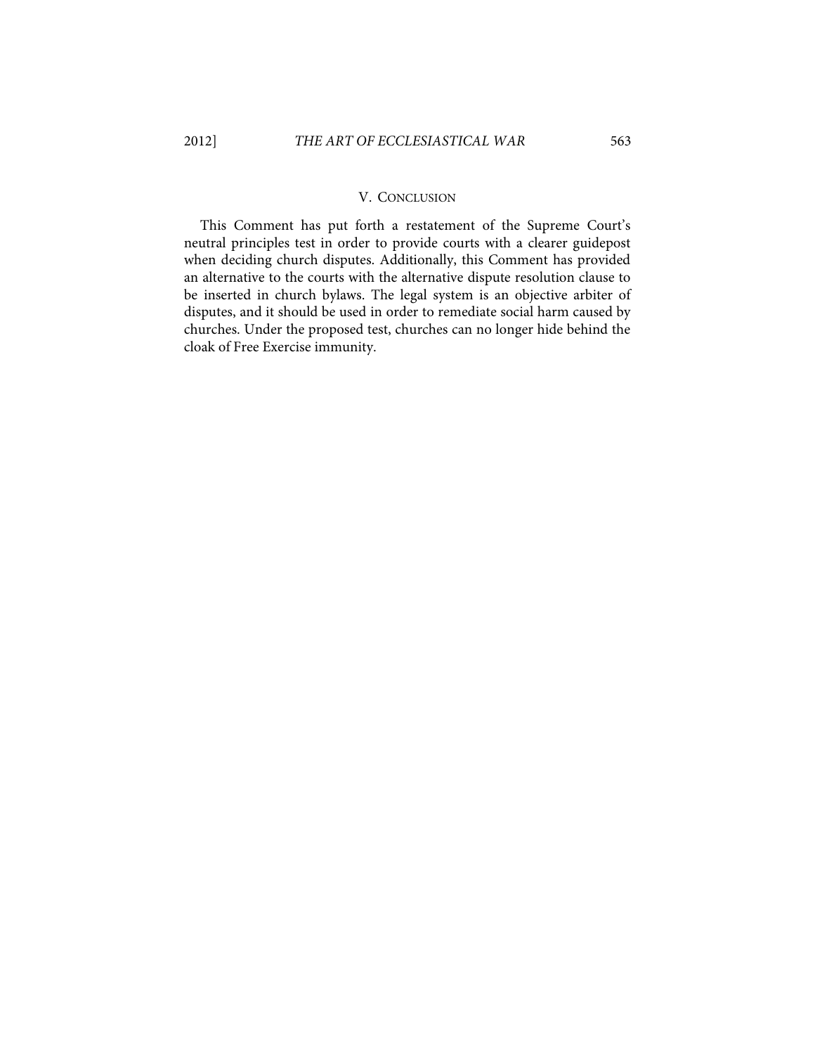## V. CONCLUSION

This Comment has put forth a restatement of the Supreme Court's neutral principles test in order to provide courts with a clearer guidepost when deciding church disputes. Additionally, this Comment has provided an alternative to the courts with the alternative dispute resolution clause to be inserted in church bylaws. The legal system is an objective arbiter of disputes, and it should be used in order to remediate social harm caused by churches. Under the proposed test, churches can no longer hide behind the cloak of Free Exercise immunity.